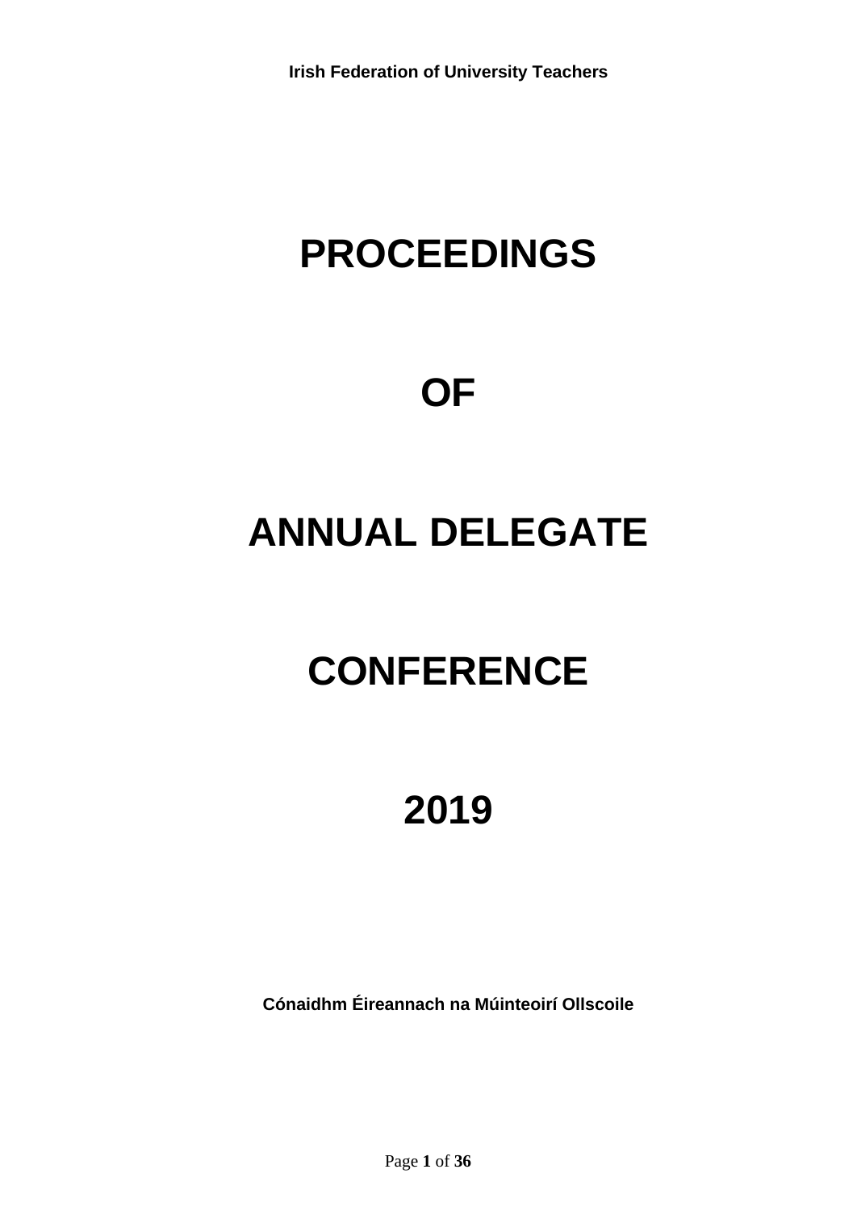**Irish Federation of University Teachers**

# PROCEEDINGS

# OF

# ANNUAL DELEGATE

# CONFERENCE

# 2019

**Cónaidhm Éireannach na Múinteoirí Ollscoile**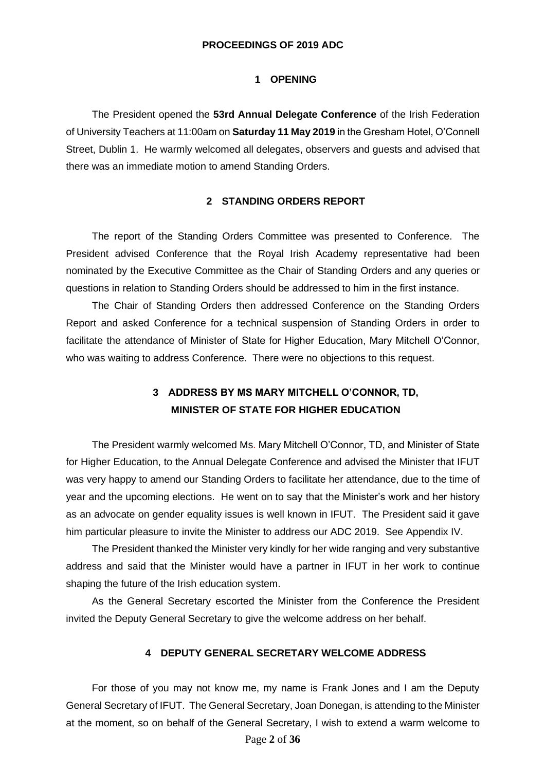# PROCEEDINGS OF 2019 ADC

## 1 OPENING

The President opened the **53rd Annual Delegate Conference** of the Irish Federation of University Teachers at 11:00am on **Saturday 11 May 2019** in the Gresham Hotel, O'Connell Street, Dublin 1. He warmly welcomed all delegates, observers and guests and advised that there was an immediate motion to amend Standing Orders.

## 2 STANDING ORDERS REPORT

The report of the Standing Orders Committee was presented to Conference. The President advised Conference that the Royal Irish Academy representative had been nominated by the Executive Committee as the Chair of Standing Orders and any queries or questions in relation to Standing Orders should be addressed to him in the first instance.

The Chair of Standing Orders then addressed Conference on the Standing Orders Report and asked Conference for a technical suspension of Standing Orders in order to facilitate the attendance of Minister of State for Higher Education, Mary Mitchell O'Connor, who was waiting to address Conference. There were no objections to this request.

## 3 ADDRESS BY MS MARY MITCHELL O'CONNOR, TD, MINISTER OF STATE FOR HIGHER EDUCATION

The President warmly welcomed Ms. Mary Mitchell O'Connor, TD, and Minister of State for Higher Education, to the Annual Delegate Conference and advised the Minister that IFUT was very happy to amend our Standing Orders to facilitate her attendance, due to the time of year and the upcoming elections. He went on to say that the Minister's work and her history as an advocate on gender equality issues is well known in IFUT. The President said it gave him particular pleasure to invite the Minister to address our ADC 2019. See Appendix IV.

The President thanked the Minister very kindly for her wide ranging and very substantive address and said that the Minister would have a partner in IFUT in her work to continue shaping the future of the Irish education system.

As the General Secretary escorted the Minister from the Conference the President invited the Deputy General Secretary to give the welcome address on her behalf.

## 4 DEPUTY GENERAL SECRETARY WELCOME ADDRESS

For those of you may not know me, my name is Frank Jones and I am the Deputy General Secretary of IFUT. The General Secretary, Joan Donegan, is attending to the Minister at the moment, so on behalf of the General Secretary, I wish to extend a warm welcome to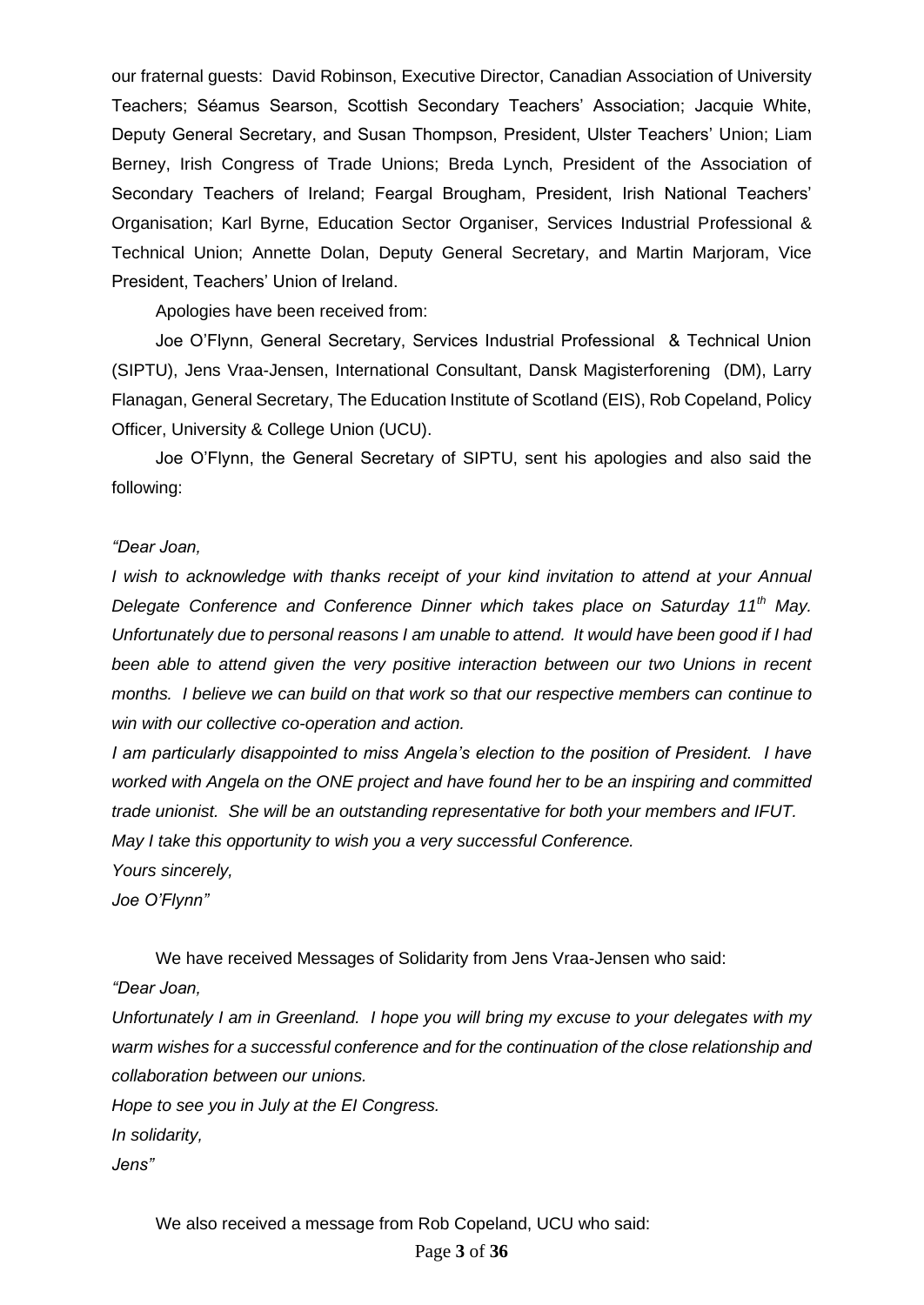our fraternal guests: David Robinson, Executive Director, Canadian Association of University Teachers; Séamus Searson, Scottish Secondary Teachers' Association; Jacquie White, Deputy General Secretary, and Susan Thompson, President, Ulster Teachers' Union; Liam Berney, Irish Congress of Trade Unions; Breda Lynch, President of the Association of Secondary Teachers of Ireland; Feargal Brougham, President, Irish National Teachers' Organisation; Karl Byrne, Education Sector Organiser, Services Industrial Professional & Technical Union; Annette Dolan, Deputy General Secretary, and Martin Marjoram, Vice President, Teachers' Union of Ireland.

Apologies have been received from:

Joe O'Flynn, General Secretary, Services Industrial Professional & Technical Union (SIPTU), Jens Vraa-Jensen, International Consultant, Dansk Magisterforening (DM), Larry Flanagan, General Secretary, The Education Institute of Scotland (EIS), Rob Copeland, Policy Officer, University & College Union (UCU).

Joe O'Flynn, the General Secretary of SIPTU, sent his apologies and also said the following:

*"Dear Joan,*

*I wish to acknowledge with thanks receipt of your kind invitation to attend at your Annual Delegate Conference and Conference Dinner which takes place on Saturday 11th May. Unfortunately due to personal reasons I am unable to attend. It would have been good if I had been able to attend given the very positive interaction between our two Unions in recent months. I believe we can build on that work so that our respective members can continue to win with our collective co-operation and action.*

*I am particularly disappointed to miss Angela's election to the position of President. I have worked with Angela on the ONE project and have found her to be an inspiring and committed trade unionist. She will be an outstanding representative for both your members and IFUT.*

*May I take this opportunity to wish you a very successful Conference.*

*Yours sincerely,*

*Joe O'Flynn"*

We have received Messages of Solidarity from Jens Vraa-Jensen who said:

*"Dear Joan,*

*Unfortunately I am in Greenland. I hope you will bring my excuse to your delegates with my warm wishes for a successful conference and for the continuation of the close relationship and collaboration between our unions.*

*Hope to see you in July at the EI Congress.*

*In solidarity,*

*Jens"*

We also received a message from Rob Copeland, UCU who said: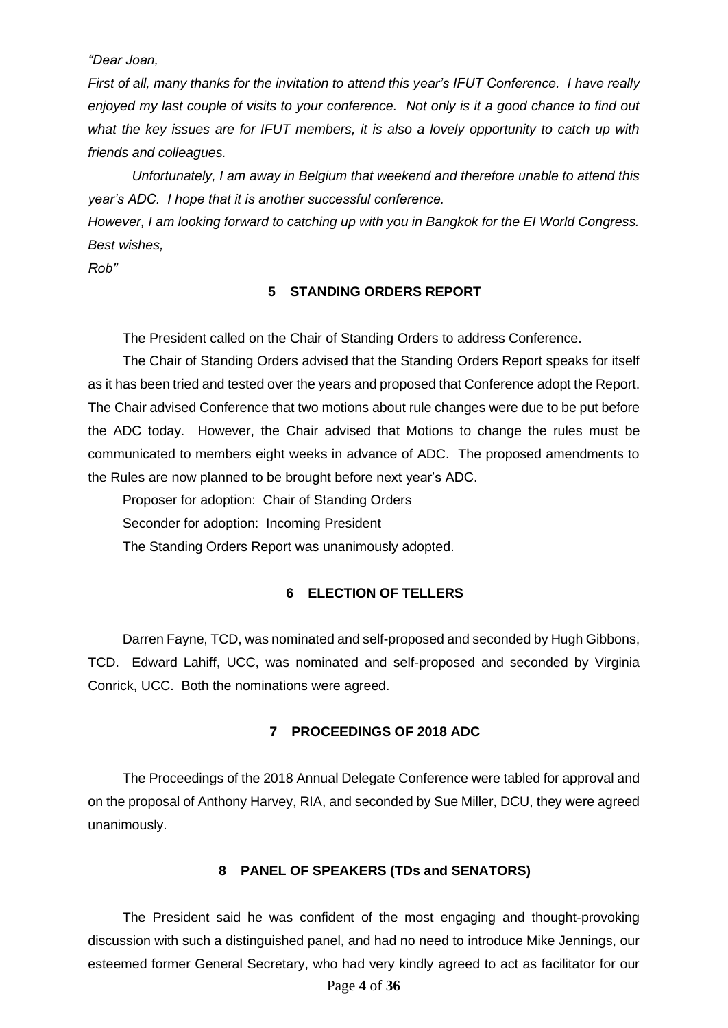*"Dear Joan,*

*First of all, many thanks for the invitation to attend this year's IFUT Conference. I have really enjoyed my last couple of visits to your conference. Not only is it a good chance to find out what the key issues are for IFUT members, it is also a lovely opportunity to catch up with friends and colleagues.*

*Unfortunately, I am away in Belgium that weekend and therefore unable to attend this year's ADC. I hope that it is another successful conference.*

*However, I am looking forward to catching up with you in Bangkok for the EI World Congress.*

*Best wishes,*

*Rob"*

## 5 STANDING ORDERS REPORT

The President called on the Chair of Standing Orders to address Conference.

The Chair of Standing Orders advised that the Standing Orders Report speaks for itself as it has been tried and tested over the years and proposed that Conference adopt the Report. The Chair advised Conference that two motions about rule changes were due to be put before the ADC today. However, the Chair advised that Motions to change the rules must be communicated to members eight weeks in advance of ADC. The proposed amendments to the Rules are now planned to be brought before next year's ADC.

Proposer for adoption: Chair of Standing Orders

Seconder for adoption: Incoming President

The Standing Orders Report was unanimously adopted.

## 6 ELECTION OF TELLERS

Darren Fayne, TCD, was nominated and self-proposed and seconded by Hugh Gibbons, TCD. Edward Lahiff, UCC, was nominated and self-proposed and seconded by Virginia Conrick, UCC. Both the nominations were agreed.

## 7 PROCEEDINGS OF 2018 ADC

The Proceedings of the 2018 Annual Delegate Conference were tabled for approval and on the proposal of Anthony Harvey, RIA, and seconded by Sue Miller, DCU, they were agreed unanimously.

## 8 PANEL OF SPEAKERS (TDs and SENATORS)

The President said he was confident of the most engaging and thought-provoking discussion with such a distinguished panel, and had no need to introduce Mike Jennings, our esteemed former General Secretary, who had very kindly agreed to act as facilitator for our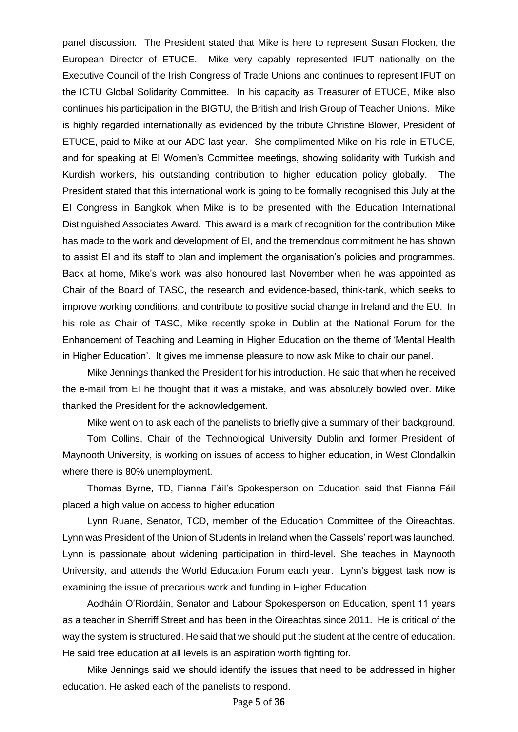panel discussion. The President stated that Mike is here to represent Susan Flocken, the European Director of ETUCE. Mike very capably represented IFUT nationally on the Executive Council of the Irish Congress of Trade Unions and continues to represent IFUT on the ICTU Global Solidarity Committee. In his capacity as Treasurer of ETUCE, Mike also continues his participation in the BIGTU, the British and Irish Group of Teacher Unions. Mike is highly regarded internationally as evidenced by the tribute Christine Blower, President of ETUCE, paid to Mike at our ADC last year. She complimented Mike on his role in ETUCE, and for speaking at EI Women's Committee meetings, showing solidarity with Turkish and Kurdish workers, his outstanding contribution to higher education policy globally. The President stated that this international work is going to be formally recognised this July at the EI Congress in Bangkok when Mike is to be presented with the Education International Distinguished Associates Award. This award is a mark of recognition for the contribution Mike has made to the work and development of EI, and the tremendous commitment he has shown to assist EI and its staff to plan and implement the organisation's policies and programmes. Back at home, Mike's work was also honoured last November when he was appointed as Chair of the Board of TASC, the research and evidence-based, think-tank, which seeks to improve working conditions, and contribute to positive social change in Ireland and the EU. In his role as Chair of TASC, Mike recently spoke in Dublin at the National Forum for the Enhancement of Teaching and Learning in Higher Education on the theme of 'Mental Health in Higher Education'. It gives me immense pleasure to now ask Mike to chair our panel.

Mike Jennings thanked the President for his introduction. He said that when he received the e-mail from EI he thought that it was a mistake, and was absolutely bowled over. Mike thanked the President for the acknowledgement.

Mike went on to ask each of the panelists to briefly give a summary of their background.

Tom Collins, Chair of the Technological University Dublin and former President of Maynooth University, is working on issues of access to higher education, in West Clondalkin where there is 80% unemployment.

Thomas Byrne, TD, Fianna Fáil's Spokesperson on Education said that Fianna Fáil placed a high value on access to higher education

Lynn Ruane, Senator, TCD, member of the Education Committee of the Oireachtas. Lynn was President of the Union of Students in Ireland when the Cassels' report was launched. Lynn is passionate about widening participation in third-level. She teaches in Maynooth University, and attends the World Education Forum each year. Lynn's biggest task now is examining the issue of precarious work and funding in Higher Education.

Aodháin O'Riordáin, Senator and Labour Spokesperson on Education, spent 11 years as a teacher in Sherriff Street and has been in the Oireachtas since 2011. He is critical of the way the system is structured. He said that we should put the student at the centre of education. He said free education at all levels is an aspiration worth fighting for.

Mike Jennings said we should identify the issues that need to be addressed in higher education. He asked each of the panelists to respond.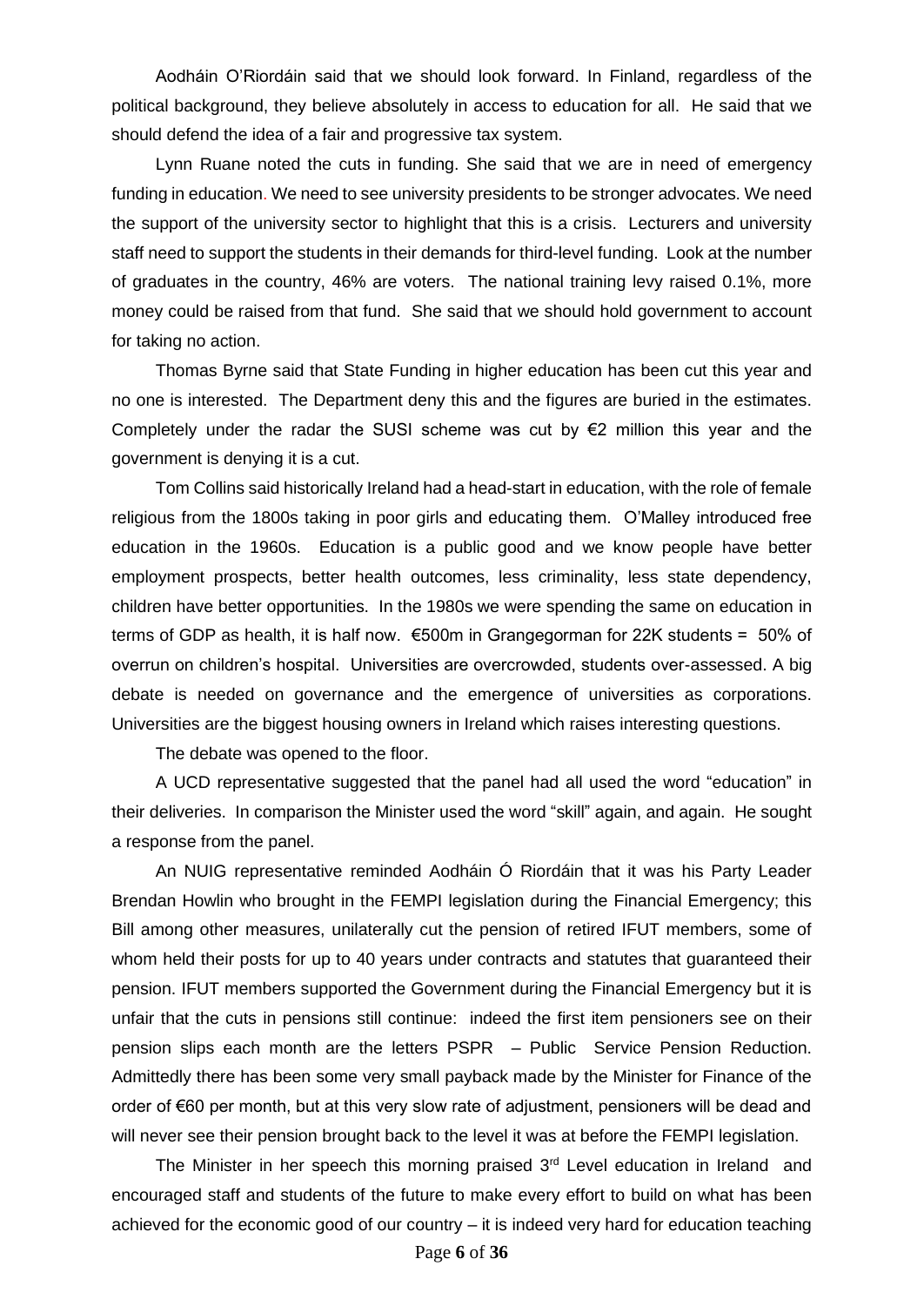Aodháin O'Riordáin said that we should look forward. In Finland, regardless of the political background, they believe absolutely in access to education for all. He said that we should defend the idea of a fair and progressive tax system.

Lynn Ruane noted the cuts in funding. She said that we are in need of emergency funding in education. We need to see university presidents to be stronger advocates. We need the support of the university sector to highlight that this is a crisis. Lecturers and university staff need to support the students in their demands for third-level funding. Look at the number of graduates in the country, 46% are voters. The national training levy raised 0.1%, more money could be raised from that fund. She said that we should hold government to account for taking no action.

Thomas Byrne said that State Funding in higher education has been cut this year and no one is interested. The Department deny this and the figures are buried in the estimates. Completely under the radar the SUSI scheme was cut by €2 million this year and the government is denying it is a cut.

Tom Collins said historically Ireland had a head-start in education, with the role of female religious from the 1800s taking in poor girls and educating them. O'Malley introduced free education in the 1960s. Education is a public good and we know people have better employment prospects, better health outcomes, less criminality, less state dependency, children have better opportunities. In the 1980s we were spending the same on education in terms of GDP as health, it is half now. €500m in Grangegorman for 22K students = 50% of overrun on children's hospital. Universities are overcrowded, students over-assessed. A big debate is needed on governance and the emergence of universities as corporations. Universities are the biggest housing owners in Ireland which raises interesting questions.

The debate was opened to the floor.

A UCD representative suggested that the panel had all used the word "education" in their deliveries. In comparison the Minister used the word "skill" again, and again. He sought a response from the panel.

An NUIG representative reminded Aodháin Ó Riordáin that it was his Party Leader Brendan Howlin who brought in the FEMPI legislation during the Financial Emergency; this Bill among other measures, unilaterally cut the pension of retired IFUT members, some of whom held their posts for up to 40 years under contracts and statutes that guaranteed their pension. IFUT members supported the Government during the Financial Emergency but it is unfair that the cuts in pensions still continue: indeed the first item pensioners see on their pension slips each month are the letters PSPR – Public Service Pension Reduction. Admittedly there has been some very small payback made by the Minister for Finance of the order of €60 per month, but at this very slow rate of adjustment, pensioners will be dead and will never see their pension brought back to the level it was at before the FEMPI legislation.

The Minister in her speech this morning praised 3rd Level education in Ireland and encouraged staff and students of the future to make every effort to build on what has been achieved for the economic good of our country – it is indeed very hard for education teaching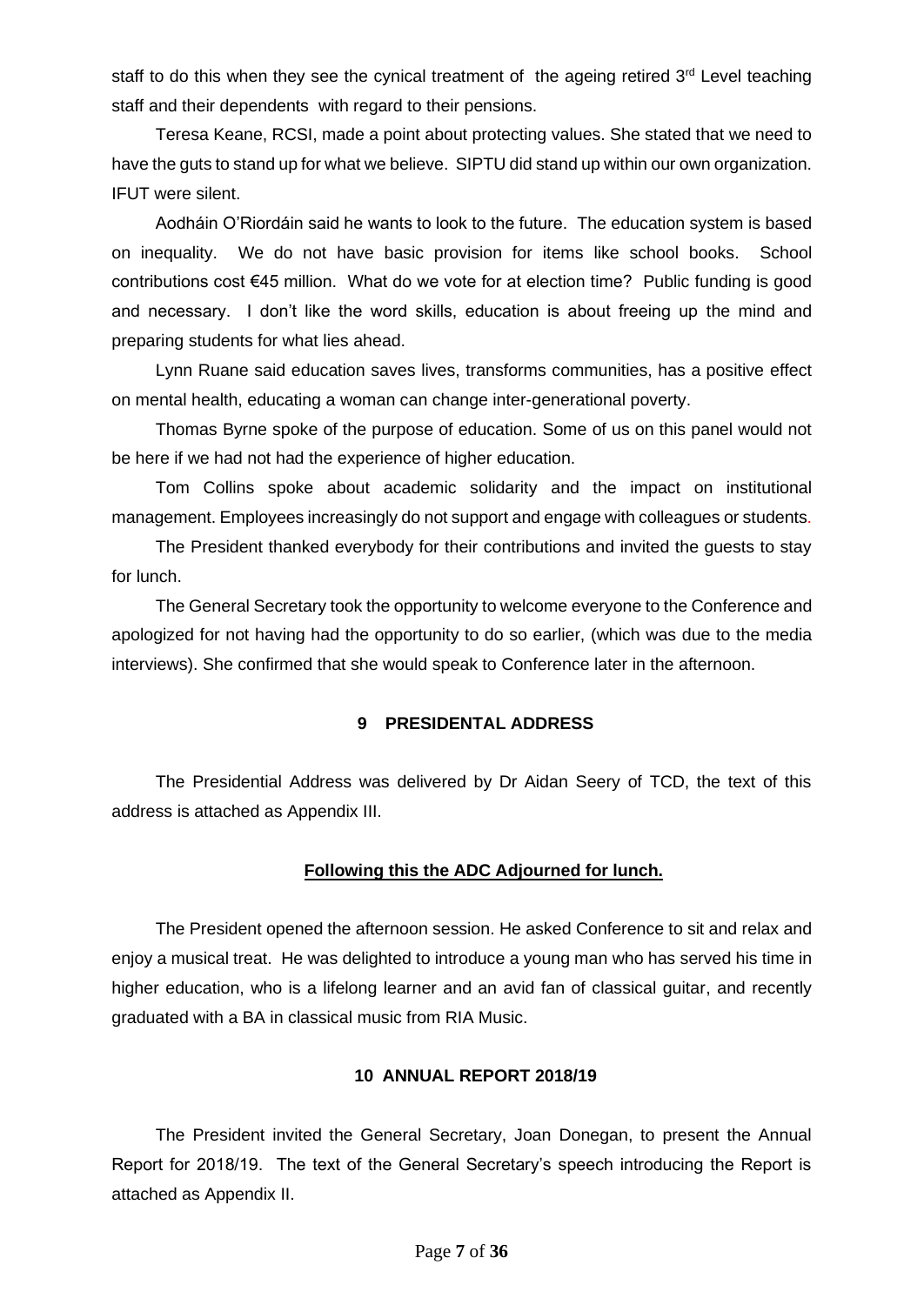staff to do this when they see the cynical treatment of the ageing retired 3rd Level teaching staff and their dependents with regard to their pensions.

Teresa Keane, RCSI, made a point about protecting values. She stated that we need to have the guts to stand up for what we believe. SIPTU did stand up within our own organization. IFUT were silent.

Aodháin O'Riordáin said he wants to look to the future. The education system is based on inequality. We do not have basic provision for items like school books. School contributions cost €45 million. What do we vote for at election time? Public funding is good and necessary. I don't like the word skills, education is about freeing up the mind and preparing students for what lies ahead.

Lynn Ruane said education saves lives, transforms communities, has a positive effect on mental health, educating a woman can change inter-generational poverty.

Thomas Byrne spoke of the purpose of education. Some of us on this panel would not be here if we had not had the experience of higher education.

Tom Collins spoke about academic solidarity and the impact on institutional management. Employees increasingly do not support and engage with colleagues or students.

The President thanked everybody for their contributions and invited the guests to stay for lunch.

The General Secretary took the opportunity to welcome everyone to the Conference and apologized for not having had the opportunity to do so earlier, (which was due to the media interviews). She confirmed that she would speak to Conference later in the afternoon.

## 9 PRESIDENTAL ADDRESS

The Presidential Address was delivered by Dr Aidan Seery of TCD, the text of this address is attached as Appendix III.

**Following this the ADC Adjourned for lunch.**

The President opened the afternoon session. He asked Conference to sit and relax and enjoy a musical treat. He was delighted to introduce a young man who has served his time in higher education, who is a lifelong learner and an avid fan of classical guitar, and recently graduated with a BA in classical music from RIA Music.

## 10 ANNUAL REPORT 2018/19

The President invited the General Secretary, Joan Donegan, to present the Annual Report for 2018/19. The text of the General Secretary's speech introducing the Report is attached as Appendix II.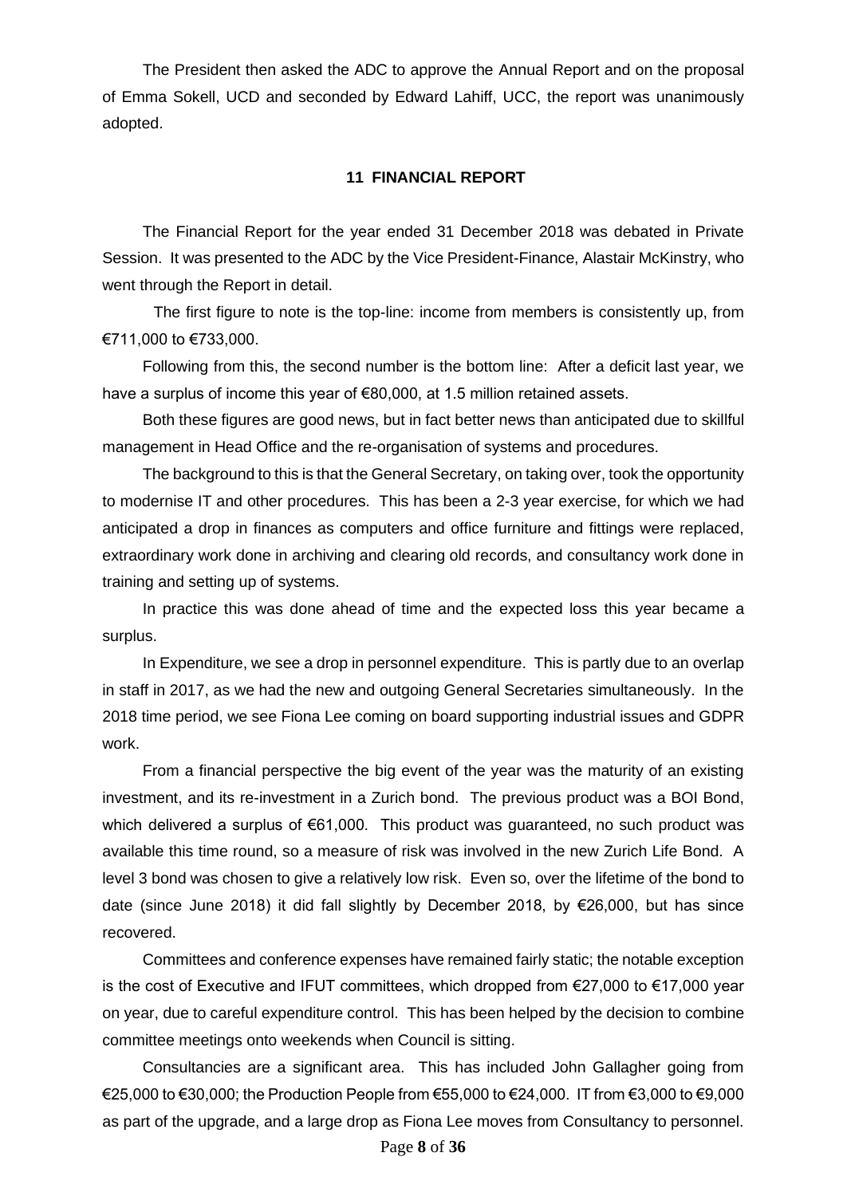The President then asked the ADC to approve the Annual Report and on the proposal of Emma Sokell, UCD and seconded by Edward Lahiff, UCC, the report was unanimously adopted.

## 11 FINANCIAL REPORT

The Financial Report for the year ended 31 December 2018 was debated in Private Session. It was presented to the ADC by the Vice President-Finance, Alastair McKinstry, who went through the Report in detail.

The first figure to note is the top-line: income from members is consistently up, from €711,000 to €733,000.

Following from this, the second number is the bottom line: After a deficit last year, we have a surplus of income this year of €80,000, at 1.5 million retained assets.

Both these figures are good news, but in fact better news than anticipated due to skillful management in Head Office and the re-organisation of systems and procedures.

The background to this is that the General Secretary, on taking over, took the opportunity to modernise IT and other procedures. This has been a 2-3 year exercise, for which we had anticipated a drop in finances as computers and office furniture and fittings were replaced, extraordinary work done in archiving and clearing old records, and consultancy work done in training and setting up of systems.

In practice this was done ahead of time and the expected loss this year became a surplus.

In Expenditure, we see a drop in personnel expenditure. This is partly due to an overlap in staff in 2017, as we had the new and outgoing General Secretaries simultaneously. In the 2018 time period, we see Fiona Lee coming on board supporting industrial issues and GDPR work.

From a financial perspective the big event of the year was the maturity of an existing investment, and its re-investment in a Zurich bond. The previous product was a BOI Bond, which delivered a surplus of €61,000. This product was guaranteed, no such product was available this time round, so a measure of risk was involved in the new Zurich Life Bond. A level 3 bond was chosen to give a relatively low risk. Even so, over the lifetime of the bond to date (since June 2018) it did fall slightly by December 2018, by €26,000, but has since recovered.

Committees and conference expenses have remained fairly static; the notable exception is the cost of Executive and IFUT committees, which dropped from €27,000 to €17,000 year on year, due to careful expenditure control. This has been helped by the decision to combine committee meetings onto weekends when Council is sitting.

Consultancies are a significant area. This has included John Gallagher going from €25,000 to €30,000; the Production People from €55,000 to €24,000. IT from €3,000 to €9,000 as part of the upgrade, and a large drop as Fiona Lee moves from Consultancy to personnel.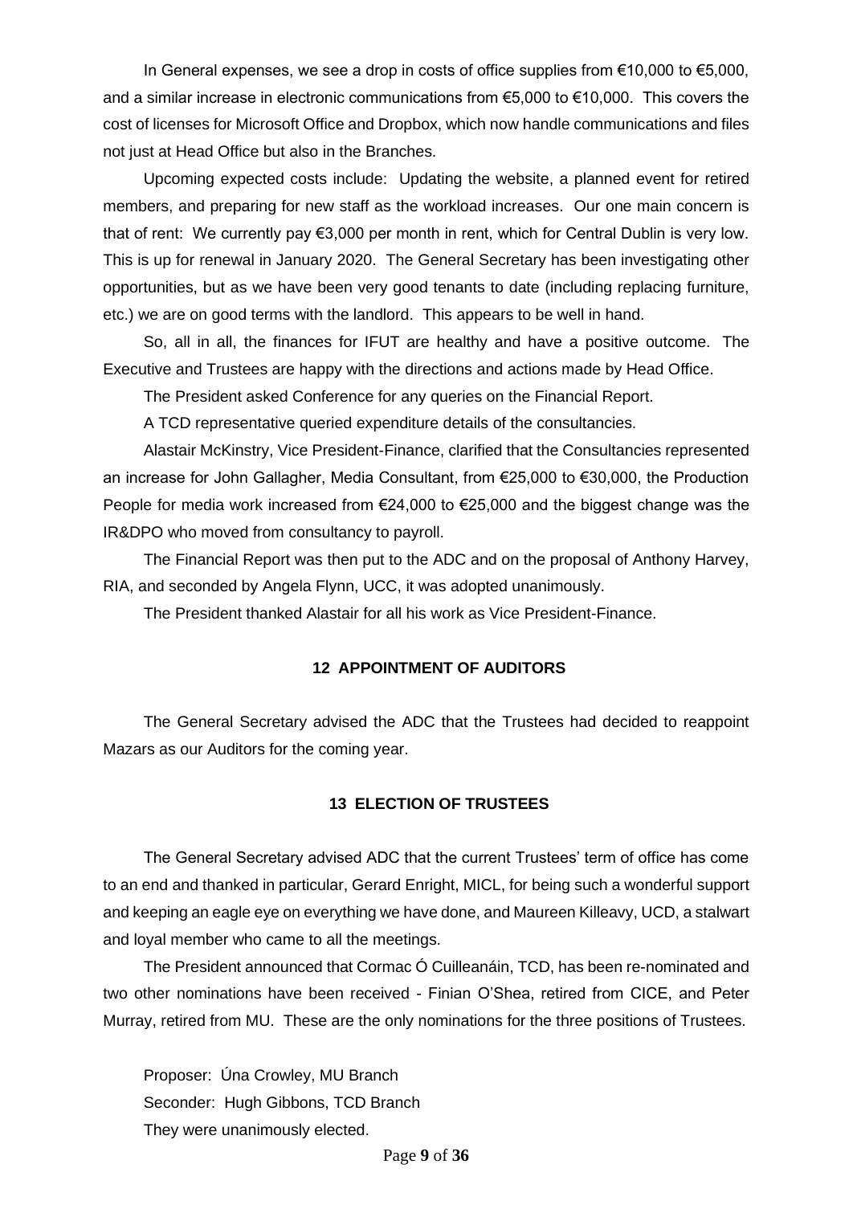In General expenses, we see a drop in costs of office supplies from €10,000 to €5,000, and a similar increase in electronic communications from €5,000 to €10,000. This covers the cost of licenses for Microsoft Office and Dropbox, which now handle communications and files not just at Head Office but also in the Branches.

Upcoming expected costs include: Updating the website, a planned event for retired members, and preparing for new staff as the workload increases. Our one main concern is that of rent: We currently pay €3,000 per month in rent, which for Central Dublin is very low. This is up for renewal in January 2020. The General Secretary has been investigating other opportunities, but as we have been very good tenants to date (including replacing furniture, etc.) we are on good terms with the landlord. This appears to be well in hand.

So, all in all, the finances for IFUT are healthy and have a positive outcome. The Executive and Trustees are happy with the directions and actions made by Head Office.

The President asked Conference for any queries on the Financial Report.

A TCD representative queried expenditure details of the consultancies.

Alastair McKinstry, Vice President-Finance, clarified that the Consultancies represented an increase for John Gallagher, Media Consultant, from €25,000 to €30,000, the Production People for media work increased from €24,000 to €25,000 and the biggest change was the IR&DPO who moved from consultancy to payroll.

The Financial Report was then put to the ADC and on the proposal of Anthony Harvey, RIA, and seconded by Angela Flynn, UCC, it was adopted unanimously.

The President thanked Alastair for all his work as Vice President-Finance.

## 12 APPOINTMENT OF AUDITORS

The General Secretary advised the ADC that the Trustees had decided to reappoint Mazars as our Auditors for the coming year.

## 13 ELECTION OF TRUSTEES

The General Secretary advised ADC that the current Trustees' term of office has come to an end and thanked in particular, Gerard Enright, MICL, for being such a wonderful support and keeping an eagle eye on everything we have done, and Maureen Killeavy, UCD, a stalwart and loyal member who came to all the meetings.

The President announced that Cormac Ó Cuilleanáin, TCD, has been re-nominated and two other nominations have been received - Finian O'Shea, retired from CICE, and Peter Murray, retired from MU. These are the only nominations for the three positions of Trustees.

Proposer: Úna Crowley, MU Branch
Seconder: Hugh Gibbons, TCD Branch
They were unanimously elected.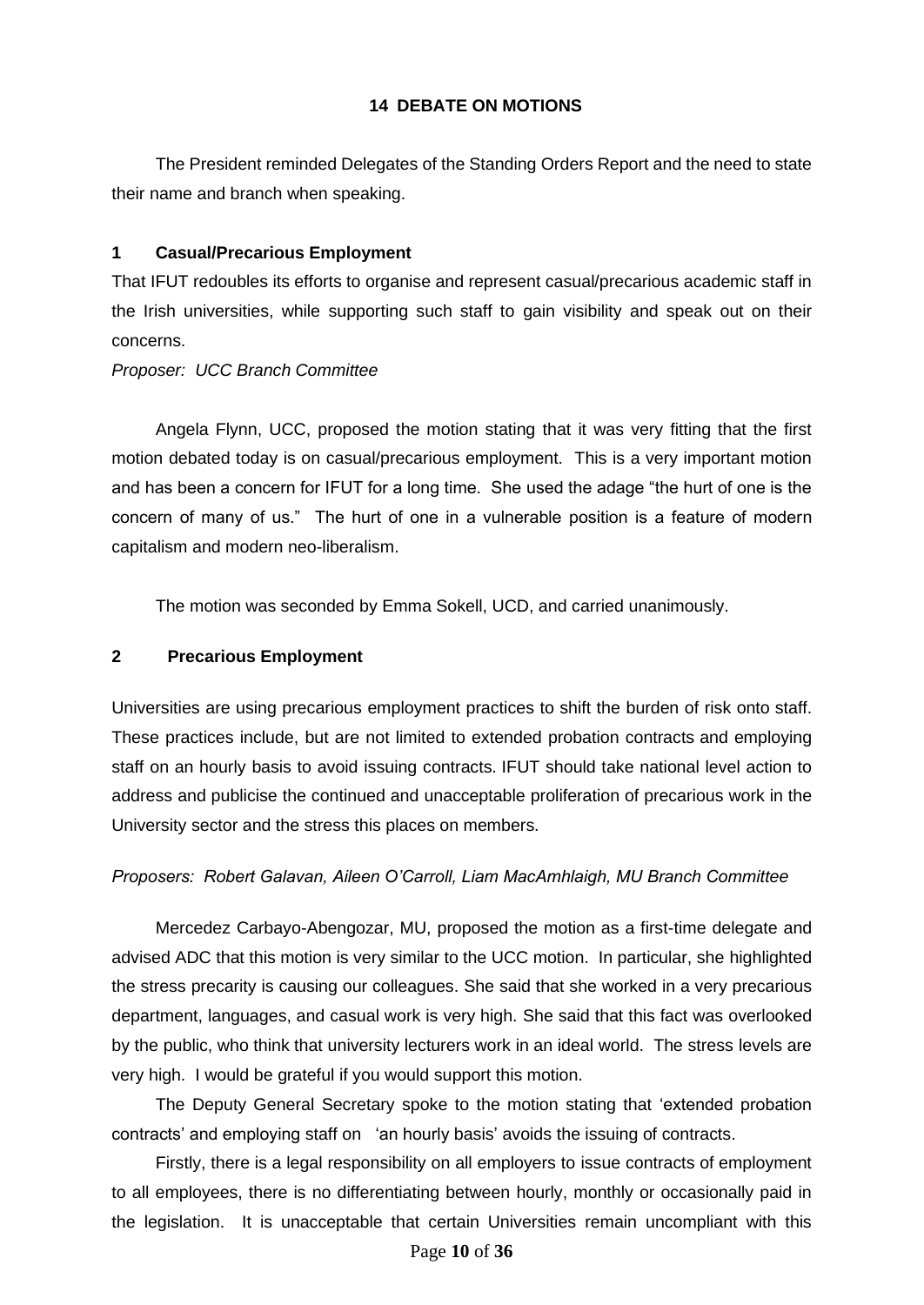## 14 DEBATE ON MOTIONS

The President reminded Delegates of the Standing Orders Report and the need to state their name and branch when speaking.

### 1 Casual/Precarious Employment

That IFUT redoubles its efforts to organise and represent casual/precarious academic staff in the Irish universities, while supporting such staff to gain visibility and speak out on their concerns.

*Proposer: UCC Branch Committee*

Angela Flynn, UCC, proposed the motion stating that it was very fitting that the first motion debated today is on casual/precarious employment. This is a very important motion and has been a concern for IFUT for a long time. She used the adage "the hurt of one is the concern of many of us." The hurt of one in a vulnerable position is a feature of modern capitalism and modern neo-liberalism.

The motion was seconded by Emma Sokell, UCD, and carried unanimously.

### 2 Precarious Employment

Universities are using precarious employment practices to shift the burden of risk onto staff. These practices include, but are not limited to extended probation contracts and employing staff on an hourly basis to avoid issuing contracts. IFUT should take national level action to address and publicise the continued and unacceptable proliferation of precarious work in the University sector and the stress this places on members.

*Proposers: Robert Galavan, Aileen O'Carroll, Liam MacAmhlaigh, MU Branch Committee*

Mercedez Carbayo-Abengozar, MU, proposed the motion as a first-time delegate and advised ADC that this motion is very similar to the UCC motion. In particular, she highlighted the stress precarity is causing our colleagues. She said that she worked in a very precarious department, languages, and casual work is very high. She said that this fact was overlooked by the public, who think that university lecturers work in an ideal world. The stress levels are very high. I would be grateful if you would support this motion.

The Deputy General Secretary spoke to the motion stating that 'extended probation contracts' and employing staff on 'an hourly basis' avoids the issuing of contracts.

Firstly, there is a legal responsibility on all employers to issue contracts of employment to all employees, there is no differentiating between hourly, monthly or occasionally paid in the legislation. It is unacceptable that certain Universities remain uncompliant with this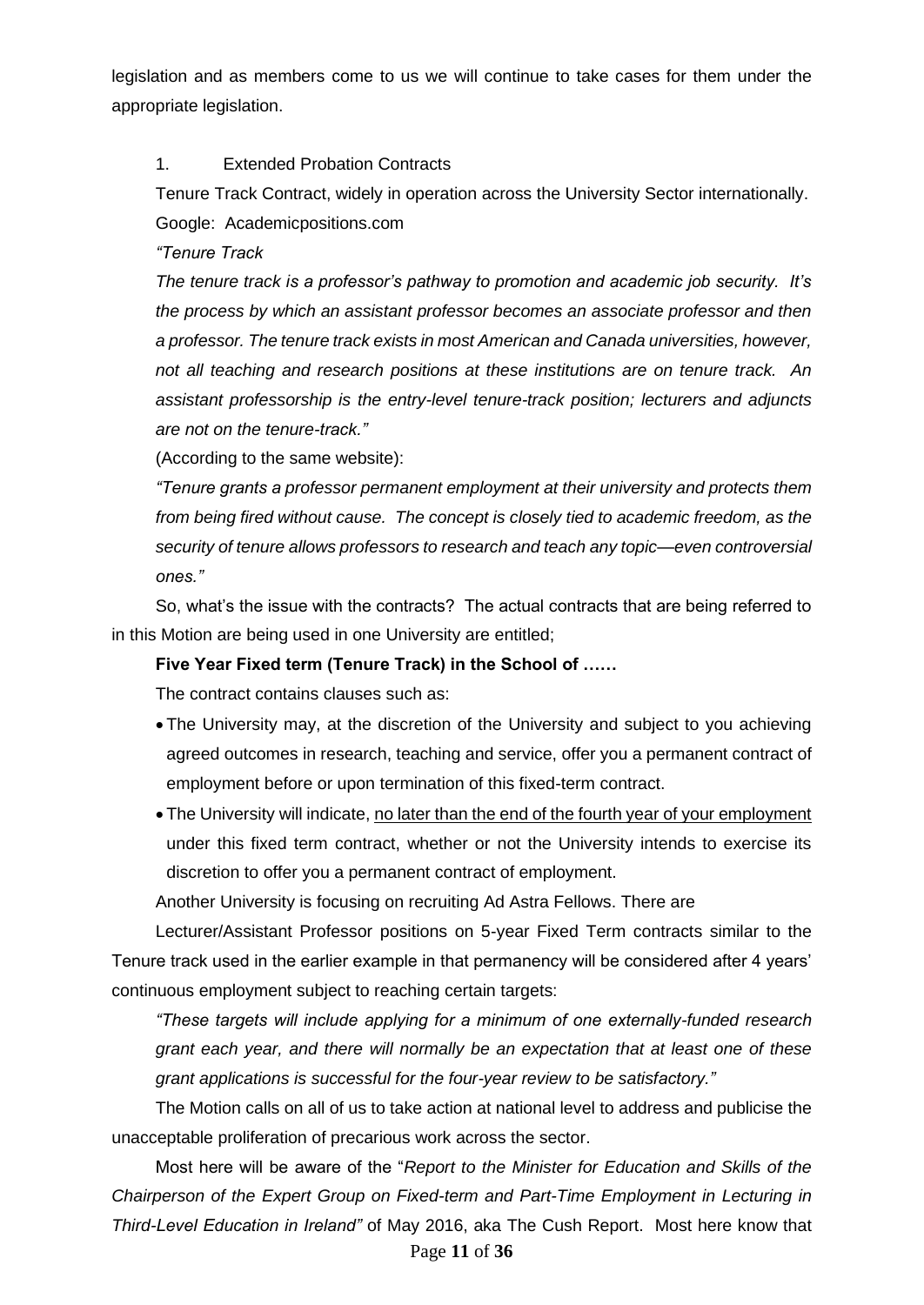legislation and as members come to us we will continue to take cases for them under the appropriate legislation.

1. Extended Probation Contracts

Tenure Track Contract, widely in operation across the University Sector internationally. Google: Academicpositions.com

*"Tenure Track*

*The tenure track is a professor's pathway to promotion and academic job security. It's the process by which an assistant professor becomes an associate professor and then a professor. The tenure track exists in most American and Canada universities, however, not all teaching and research positions at these institutions are on tenure track. An assistant professorship is the entry-level tenure-track position; lecturers and adjuncts are not on the tenure-track."*

(According to the same website):

*"Tenure grants a professor permanent employment at their university and protects them from being fired without cause. The concept is closely tied to academic freedom, as the security of tenure allows professors to research and teach any topic—even controversial ones."*

So, what's the issue with the contracts? The actual contracts that are being referred to in this Motion are being used in one University are entitled;

**Five Year Fixed term (Tenure Track) in the School of ……**

The contract contains clauses such as:

- The University may, at the discretion of the University and subject to you achieving agreed outcomes in research, teaching and service, offer you a permanent contract of employment before or upon termination of this fixed-term contract.
- The University will indicate, <u>no later than the end of the fourth year of your employment</u> under this fixed term contract, whether or not the University intends to exercise its discretion to offer you a permanent contract of employment.

Another University is focusing on recruiting Ad Astra Fellows. There are

Lecturer/Assistant Professor positions on 5-year Fixed Term contracts similar to the Tenure track used in the earlier example in that permanency will be considered after 4 years' continuous employment subject to reaching certain targets:

*"These targets will include applying for a minimum of one externally-funded research grant each year, and there will normally be an expectation that at least one of these grant applications is successful for the four-year review to be satisfactory."*

The Motion calls on all of us to take action at national level to address and publicise the unacceptable proliferation of precarious work across the sector.

Most here will be aware of the "*Report to the Minister for Education and Skills of the Chairperson of the Expert Group on Fixed-term and Part-Time Employment in Lecturing in Third-Level Education in Ireland"* of May 2016, aka The Cush Report. Most here know that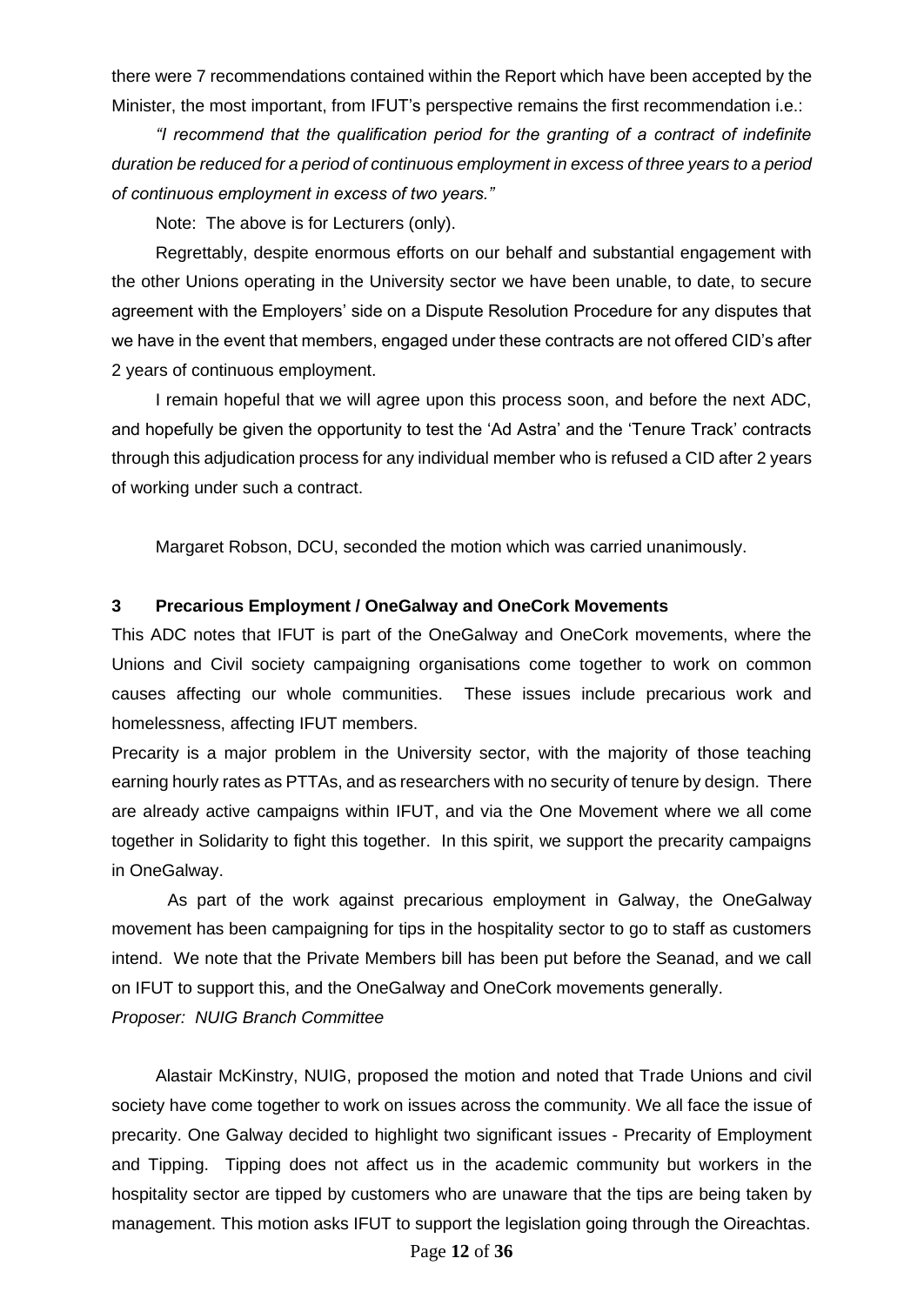there were 7 recommendations contained within the Report which have been accepted by the Minister, the most important, from IFUT's perspective remains the first recommendation i.e.:

*"I recommend that the qualification period for the granting of a contract of indefinite duration be reduced for a period of continuous employment in excess of three years to a period of continuous employment in excess of two years."*

Note: The above is for Lecturers (only).

Regrettably, despite enormous efforts on our behalf and substantial engagement with the other Unions operating in the University sector we have been unable, to date, to secure agreement with the Employers' side on a Dispute Resolution Procedure for any disputes that we have in the event that members, engaged under these contracts are not offered CID's after 2 years of continuous employment.

I remain hopeful that we will agree upon this process soon, and before the next ADC, and hopefully be given the opportunity to test the 'Ad Astra' and the 'Tenure Track' contracts through this adjudication process for any individual member who is refused a CID after 2 years of working under such a contract.

Margaret Robson, DCU, seconded the motion which was carried unanimously.

### 3 Precarious Employment / OneGalway and OneCork Movements

This ADC notes that IFUT is part of the OneGalway and OneCork movements, where the Unions and Civil society campaigning organisations come together to work on common causes affecting our whole communities. These issues include precarious work and homelessness, affecting IFUT members.

Precarity is a major problem in the University sector, with the majority of those teaching earning hourly rates as PTTAs, and as researchers with no security of tenure by design. There are already active campaigns within IFUT, and via the One Movement where we all come together in Solidarity to fight this together. In this spirit, we support the precarity campaigns in OneGalway.

As part of the work against precarious employment in Galway, the OneGalway movement has been campaigning for tips in the hospitality sector to go to staff as customers intend. We note that the Private Members bill has been put before the Seanad, and we call on IFUT to support this, and the OneGalway and OneCork movements generally.

*Proposer: NUIG Branch Committee*

Alastair McKinstry, NUIG, proposed the motion and noted that Trade Unions and civil society have come together to work on issues across the community. We all face the issue of precarity. One Galway decided to highlight two significant issues - Precarity of Employment and Tipping. Tipping does not affect us in the academic community but workers in the hospitality sector are tipped by customers who are unaware that the tips are being taken by management. This motion asks IFUT to support the legislation going through the Oireachtas.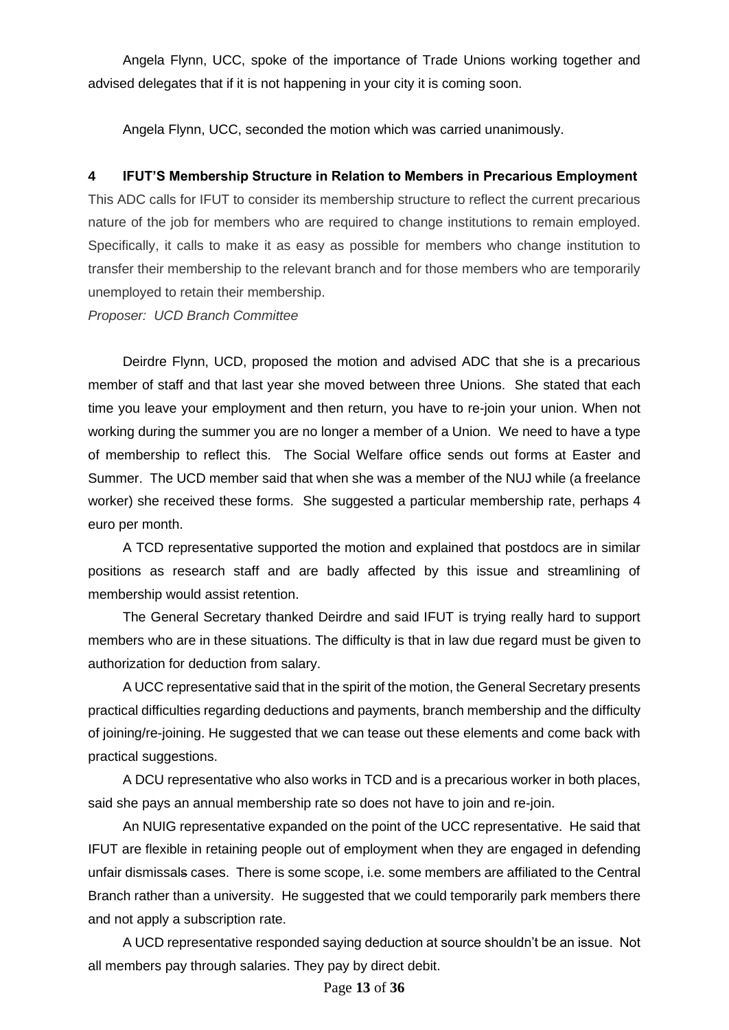Angela Flynn, UCC, spoke of the importance of Trade Unions working together and advised delegates that if it is not happening in your city it is coming soon.

Angela Flynn, UCC, seconded the motion which was carried unanimously.

**4 IFUT'S Membership Structure in Relation to Members in Precarious Employment**

This ADC calls for IFUT to consider its membership structure to reflect the current precarious nature of the job for members who are required to change institutions to remain employed. Specifically, it calls to make it as easy as possible for members who change institution to transfer their membership to the relevant branch and for those members who are temporarily unemployed to retain their membership.

*Proposer: UCD Branch Committee*

Deirdre Flynn, UCD, proposed the motion and advised ADC that she is a precarious member of staff and that last year she moved between three Unions. She stated that each time you leave your employment and then return, you have to re-join your union. When not working during the summer you are no longer a member of a Union. We need to have a type of membership to reflect this. The Social Welfare office sends out forms at Easter and Summer. The UCD member said that when she was a member of the NUJ while (a freelance worker) she received these forms. She suggested a particular membership rate, perhaps 4 euro per month.

A TCD representative supported the motion and explained that postdocs are in similar positions as research staff and are badly affected by this issue and streamlining of membership would assist retention.

The General Secretary thanked Deirdre and said IFUT is trying really hard to support members who are in these situations. The difficulty is that in law due regard must be given to authorization for deduction from salary.

A UCC representative said that in the spirit of the motion, the General Secretary presents practical difficulties regarding deductions and payments, branch membership and the difficulty of joining/re-joining. He suggested that we can tease out these elements and come back with practical suggestions.

A DCU representative who also works in TCD and is a precarious worker in both places, said she pays an annual membership rate so does not have to join and re-join.

An NUIG representative expanded on the point of the UCC representative. He said that IFUT are flexible in retaining people out of employment when they are engaged in defending unfair dismissals cases. There is some scope, i.e. some members are affiliated to the Central Branch rather than a university. He suggested that we could temporarily park members there and not apply a subscription rate.

A UCD representative responded saying deduction at source shouldn't be an issue. Not all members pay through salaries. They pay by direct debit.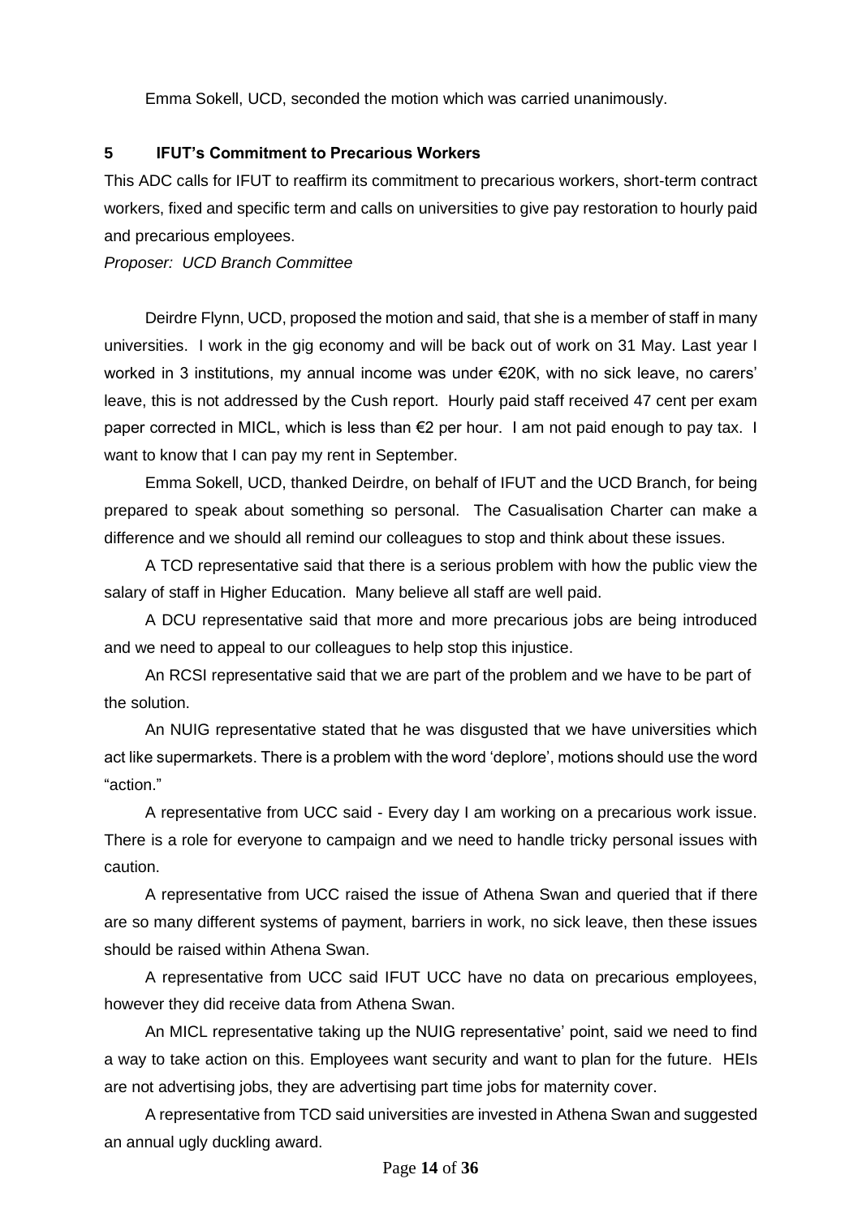Emma Sokell, UCD, seconded the motion which was carried unanimously.

## 5 IFUT's Commitment to Precarious Workers

This ADC calls for IFUT to reaffirm its commitment to precarious workers, short-term contract workers, fixed and specific term and calls on universities to give pay restoration to hourly paid and precarious employees.

*Proposer: UCD Branch Committee*

Deirdre Flynn, UCD, proposed the motion and said, that she is a member of staff in many universities. I work in the gig economy and will be back out of work on 31 May. Last year I worked in 3 institutions, my annual income was under €20K, with no sick leave, no carers' leave, this is not addressed by the Cush report. Hourly paid staff received 47 cent per exam paper corrected in MICL, which is less than €2 per hour. I am not paid enough to pay tax. I want to know that I can pay my rent in September.

Emma Sokell, UCD, thanked Deirdre, on behalf of IFUT and the UCD Branch, for being prepared to speak about something so personal. The Casualisation Charter can make a difference and we should all remind our colleagues to stop and think about these issues.

A TCD representative said that there is a serious problem with how the public view the salary of staff in Higher Education. Many believe all staff are well paid.

A DCU representative said that more and more precarious jobs are being introduced and we need to appeal to our colleagues to help stop this injustice.

An RCSI representative said that we are part of the problem and we have to be part of the solution.

An NUIG representative stated that he was disgusted that we have universities which act like supermarkets. There is a problem with the word 'deplore', motions should use the word "action."

A representative from UCC said - Every day I am working on a precarious work issue. There is a role for everyone to campaign and we need to handle tricky personal issues with caution.

A representative from UCC raised the issue of Athena Swan and queried that if there are so many different systems of payment, barriers in work, no sick leave, then these issues should be raised within Athena Swan.

A representative from UCC said IFUT UCC have no data on precarious employees, however they did receive data from Athena Swan.

An MICL representative taking up the NUIG representative' point, said we need to find a way to take action on this. Employees want security and want to plan for the future. HEIs are not advertising jobs, they are advertising part time jobs for maternity cover.

A representative from TCD said universities are invested in Athena Swan and suggested an annual ugly duckling award.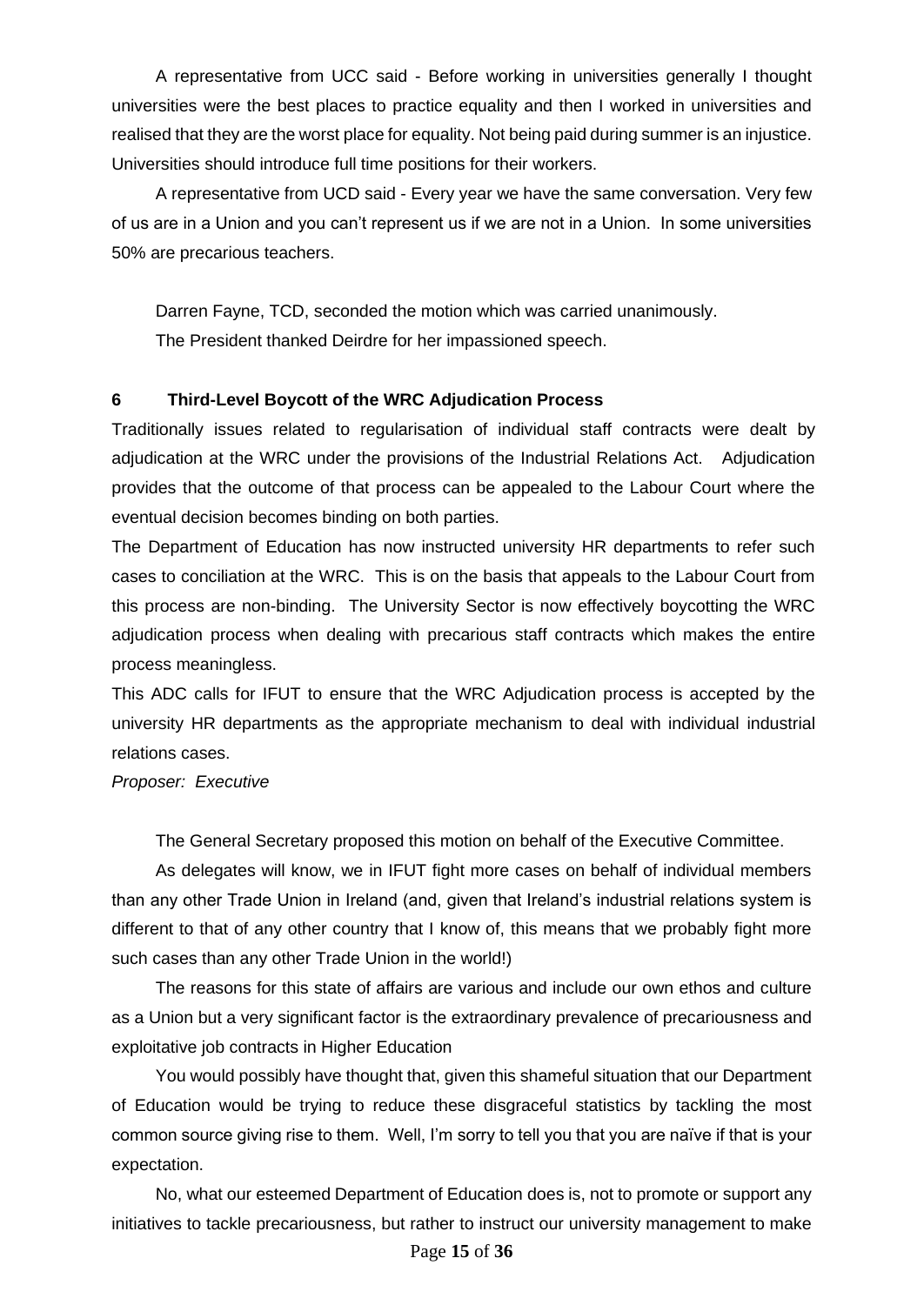A representative from UCC said - Before working in universities generally I thought universities were the best places to practice equality and then I worked in universities and realised that they are the worst place for equality. Not being paid during summer is an injustice. Universities should introduce full time positions for their workers.

A representative from UCD said - Every year we have the same conversation. Very few of us are in a Union and you can't represent us if we are not in a Union. In some universities 50% are precarious teachers.

Darren Fayne, TCD, seconded the motion which was carried unanimously.

The President thanked Deirdre for her impassioned speech.

### 6 Third-Level Boycott of the WRC Adjudication Process

Traditionally issues related to regularisation of individual staff contracts were dealt by adjudication at the WRC under the provisions of the Industrial Relations Act. Adjudication provides that the outcome of that process can be appealed to the Labour Court where the eventual decision becomes binding on both parties.

The Department of Education has now instructed university HR departments to refer such cases to conciliation at the WRC. This is on the basis that appeals to the Labour Court from this process are non-binding. The University Sector is now effectively boycotting the WRC adjudication process when dealing with precarious staff contracts which makes the entire process meaningless.

This ADC calls for IFUT to ensure that the WRC Adjudication process is accepted by the university HR departments as the appropriate mechanism to deal with individual industrial relations cases.

*Proposer: Executive*

The General Secretary proposed this motion on behalf of the Executive Committee.

As delegates will know, we in IFUT fight more cases on behalf of individual members than any other Trade Union in Ireland (and, given that Ireland's industrial relations system is different to that of any other country that I know of, this means that we probably fight more such cases than any other Trade Union in the world!)

The reasons for this state of affairs are various and include our own ethos and culture as a Union but a very significant factor is the extraordinary prevalence of precariousness and exploitative job contracts in Higher Education

You would possibly have thought that, given this shameful situation that our Department of Education would be trying to reduce these disgraceful statistics by tackling the most common source giving rise to them. Well, I'm sorry to tell you that you are naïve if that is your expectation.

No, what our esteemed Department of Education does is, not to promote or support any initiatives to tackle precariousness, but rather to instruct our university management to make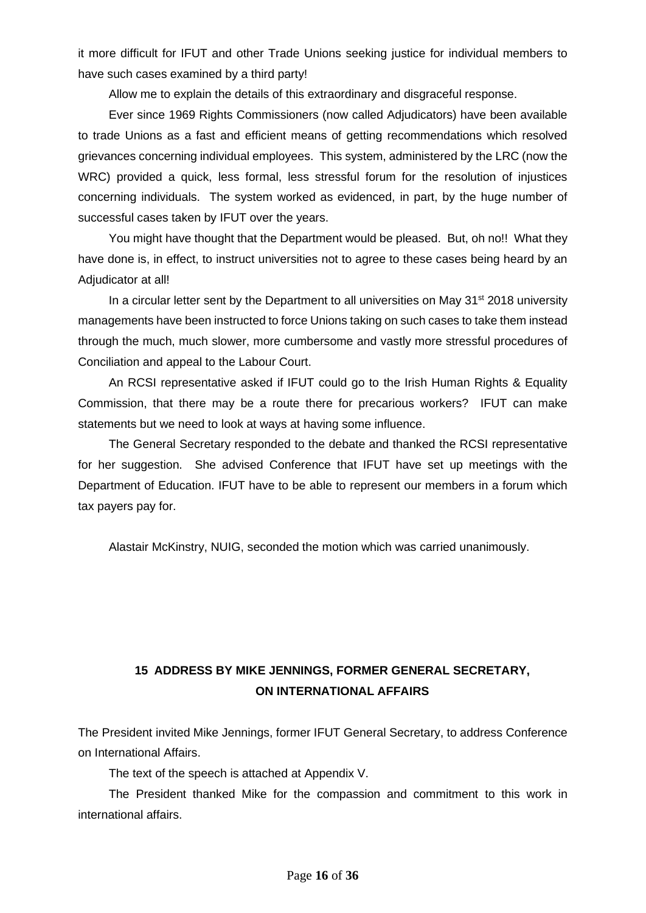it more difficult for IFUT and other Trade Unions seeking justice for individual members to have such cases examined by a third party!

Allow me to explain the details of this extraordinary and disgraceful response.

Ever since 1969 Rights Commissioners (now called Adjudicators) have been available to trade Unions as a fast and efficient means of getting recommendations which resolved grievances concerning individual employees. This system, administered by the LRC (now the WRC) provided a quick, less formal, less stressful forum for the resolution of injustices concerning individuals. The system worked as evidenced, in part, by the huge number of successful cases taken by IFUT over the years.

You might have thought that the Department would be pleased. But, oh no!! What they have done is, in effect, to instruct universities not to agree to these cases being heard by an Adjudicator at all!

In a circular letter sent by the Department to all universities on May 31st 2018 university managements have been instructed to force Unions taking on such cases to take them instead through the much, much slower, more cumbersome and vastly more stressful procedures of Conciliation and appeal to the Labour Court.

An RCSI representative asked if IFUT could go to the Irish Human Rights & Equality Commission, that there may be a route there for precarious workers? IFUT can make statements but we need to look at ways at having some influence.

The General Secretary responded to the debate and thanked the RCSI representative for her suggestion. She advised Conference that IFUT have set up meetings with the Department of Education. IFUT have to be able to represent our members in a forum which tax payers pay for.

Alastair McKinstry, NUIG, seconded the motion which was carried unanimously.

## 15 ADDRESS BY MIKE JENNINGS, FORMER GENERAL SECRETARY, ON INTERNATIONAL AFFAIRS

The President invited Mike Jennings, former IFUT General Secretary, to address Conference on International Affairs.

The text of the speech is attached at Appendix V.

The President thanked Mike for the compassion and commitment to this work in international affairs.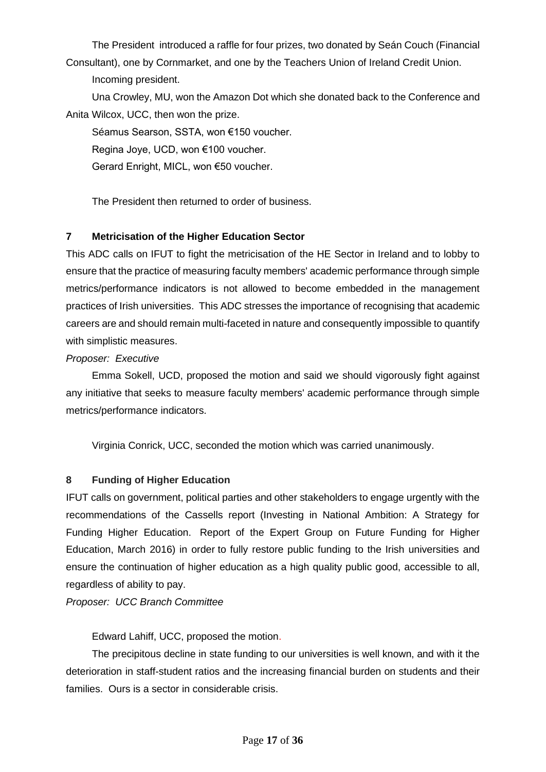The President introduced a raffle for four prizes, two donated by Seán Couch (Financial Consultant), one by Cornmarket, and one by the Teachers Union of Ireland Credit Union.

Incoming president.

Una Crowley, MU, won the Amazon Dot which she donated back to the Conference and Anita Wilcox, UCC, then won the prize.

Séamus Searson, SSTA, won €150 voucher.

Regina Joye, UCD, won €100 voucher.

Gerard Enright, MICL, won €50 voucher.

The President then returned to order of business.

**7 Metricisation of the Higher Education Sector**

This ADC calls on IFUT to fight the metricisation of the HE Sector in Ireland and to lobby to ensure that the practice of measuring faculty members' academic performance through simple metrics/performance indicators is not allowed to become embedded in the management practices of Irish universities. This ADC stresses the importance of recognising that academic careers are and should remain multi-faceted in nature and consequently impossible to quantify with simplistic measures.

*Proposer: Executive*

Emma Sokell, UCD, proposed the motion and said we should vigorously fight against any initiative that seeks to measure faculty members' academic performance through simple metrics/performance indicators.

Virginia Conrick, UCC, seconded the motion which was carried unanimously.

**8 Funding of Higher Education**

IFUT calls on government, political parties and other stakeholders to engage urgently with the recommendations of the Cassells report (Investing in National Ambition: A Strategy for Funding Higher Education. Report of the Expert Group on Future Funding for Higher Education, March 2016) in order to fully restore public funding to the Irish universities and ensure the continuation of higher education as a high quality public good, accessible to all, regardless of ability to pay.

*Proposer: UCC Branch Committee*

Edward Lahiff, UCC, proposed the motion.

The precipitous decline in state funding to our universities is well known, and with it the deterioration in staff-student ratios and the increasing financial burden on students and their families. Ours is a sector in considerable crisis.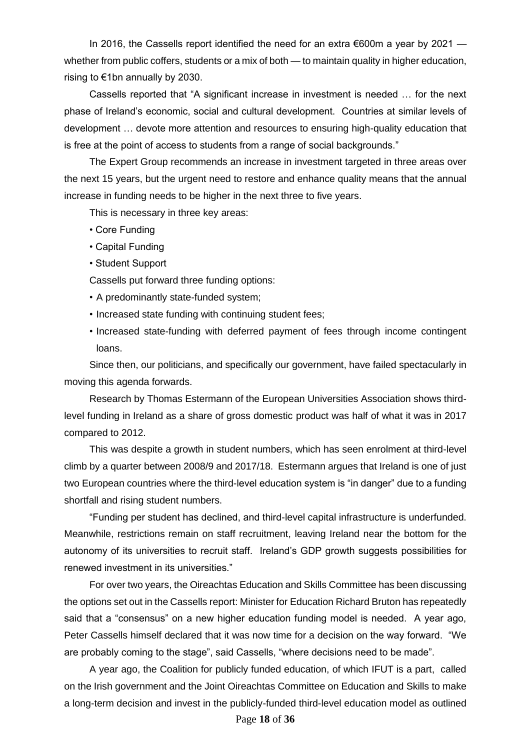In 2016, the Cassells report identified the need for an extra €600m a year by 2021 — whether from public coffers, students or a mix of both — to maintain quality in higher education, rising to €1bn annually by 2030.

Cassells reported that "A significant increase in investment is needed … for the next phase of Ireland's economic, social and cultural development. Countries at similar levels of development … devote more attention and resources to ensuring high-quality education that is free at the point of access to students from a range of social backgrounds."

The Expert Group recommends an increase in investment targeted in three areas over the next 15 years, but the urgent need to restore and enhance quality means that the annual increase in funding needs to be higher in the next three to five years.

This is necessary in three key areas:

- Core Funding
- Capital Funding
- Student Support

Cassells put forward three funding options:

- A predominantly state-funded system;
- Increased state funding with continuing student fees;
- Increased state-funding with deferred payment of fees through income contingent loans.

Since then, our politicians, and specifically our government, have failed spectacularly in moving this agenda forwards.

Research by Thomas Estermann of the European Universities Association shows third-level funding in Ireland as a share of gross domestic product was half of what it was in 2017 compared to 2012.

This was despite a growth in student numbers, which has seen enrolment at third-level climb by a quarter between 2008/9 and 2017/18. Estermann argues that Ireland is one of just two European countries where the third-level education system is "in danger" due to a funding shortfall and rising student numbers.

"Funding per student has declined, and third-level capital infrastructure is underfunded. Meanwhile, restrictions remain on staff recruitment, leaving Ireland near the bottom for the autonomy of its universities to recruit staff. Ireland's GDP growth suggests possibilities for renewed investment in its universities."

For over two years, the Oireachtas Education and Skills Committee has been discussing the options set out in the Cassells report: Minister for Education Richard Bruton has repeatedly said that a "consensus" on a new higher education funding model is needed. A year ago, Peter Cassells himself declared that it was now time for a decision on the way forward. "We are probably coming to the stage", said Cassells, "where decisions need to be made".

A year ago, the Coalition for publicly funded education, of which IFUT is a part, called on the Irish government and the Joint Oireachtas Committee on Education and Skills to make a long-term decision and invest in the publicly-funded third-level education model as outlined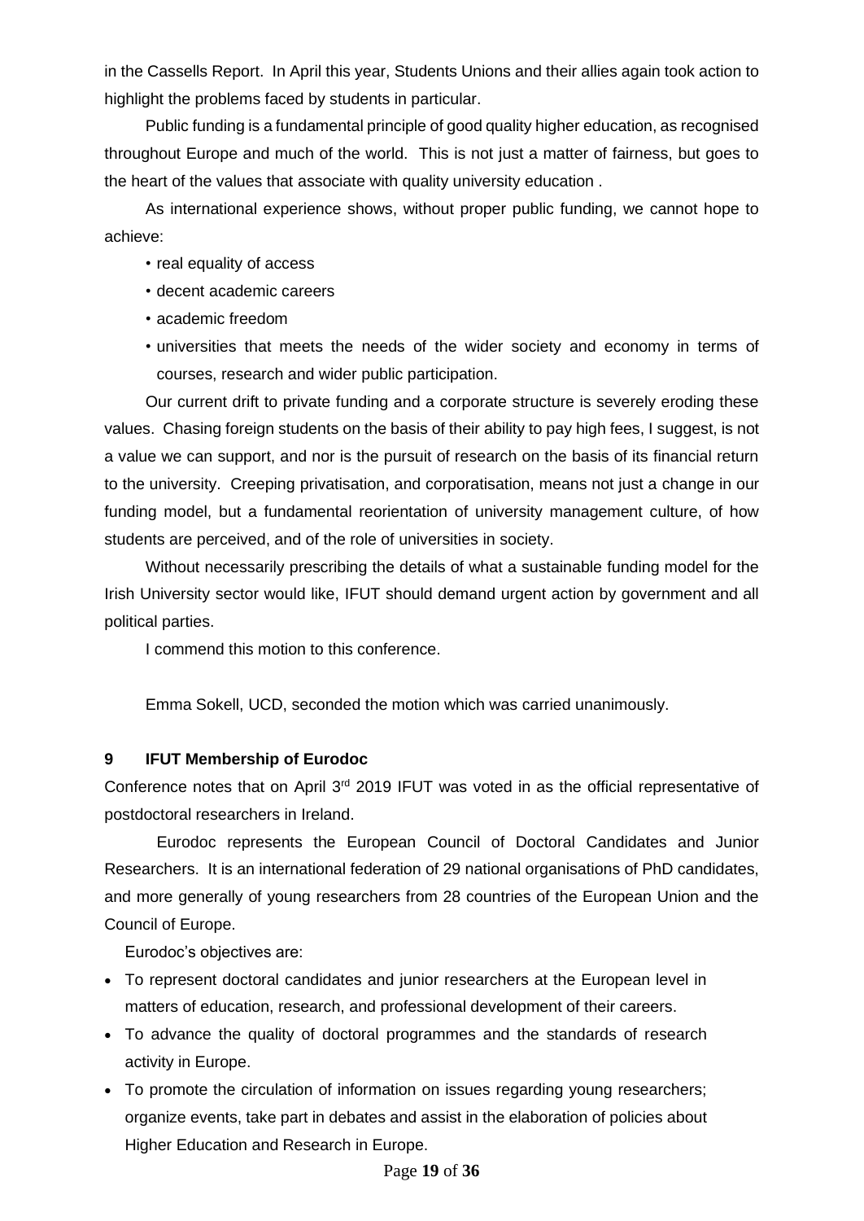in the Cassells Report. In April this year, Students Unions and their allies again took action to highlight the problems faced by students in particular.

Public funding is a fundamental principle of good quality higher education, as recognised throughout Europe and much of the world. This is not just a matter of fairness, but goes to the heart of the values that associate with quality university education .

As international experience shows, without proper public funding, we cannot hope to achieve:

- real equality of access
- decent academic careers
- academic freedom
- universities that meets the needs of the wider society and economy in terms of courses, research and wider public participation.

Our current drift to private funding and a corporate structure is severely eroding these values. Chasing foreign students on the basis of their ability to pay high fees, I suggest, is not a value we can support, and nor is the pursuit of research on the basis of its financial return to the university. Creeping privatisation, and corporatisation, means not just a change in our funding model, but a fundamental reorientation of university management culture, of how students are perceived, and of the role of universities in society.

Without necessarily prescribing the details of what a sustainable funding model for the Irish University sector would like, IFUT should demand urgent action by government and all political parties.

I commend this motion to this conference.

Emma Sokell, UCD, seconded the motion which was carried unanimously.

### 9 IFUT Membership of Eurodoc

Conference notes that on April 3rd 2019 IFUT was voted in as the official representative of postdoctoral researchers in Ireland.

Eurodoc represents the European Council of Doctoral Candidates and Junior Researchers. It is an international federation of 29 national organisations of PhD candidates, and more generally of young researchers from 28 countries of the European Union and the Council of Europe.

Eurodoc's objectives are:

- To represent doctoral candidates and junior researchers at the European level in matters of education, research, and professional development of their careers.
- To advance the quality of doctoral programmes and the standards of research activity in Europe.
- To promote the circulation of information on issues regarding young researchers; organize events, take part in debates and assist in the elaboration of policies about Higher Education and Research in Europe.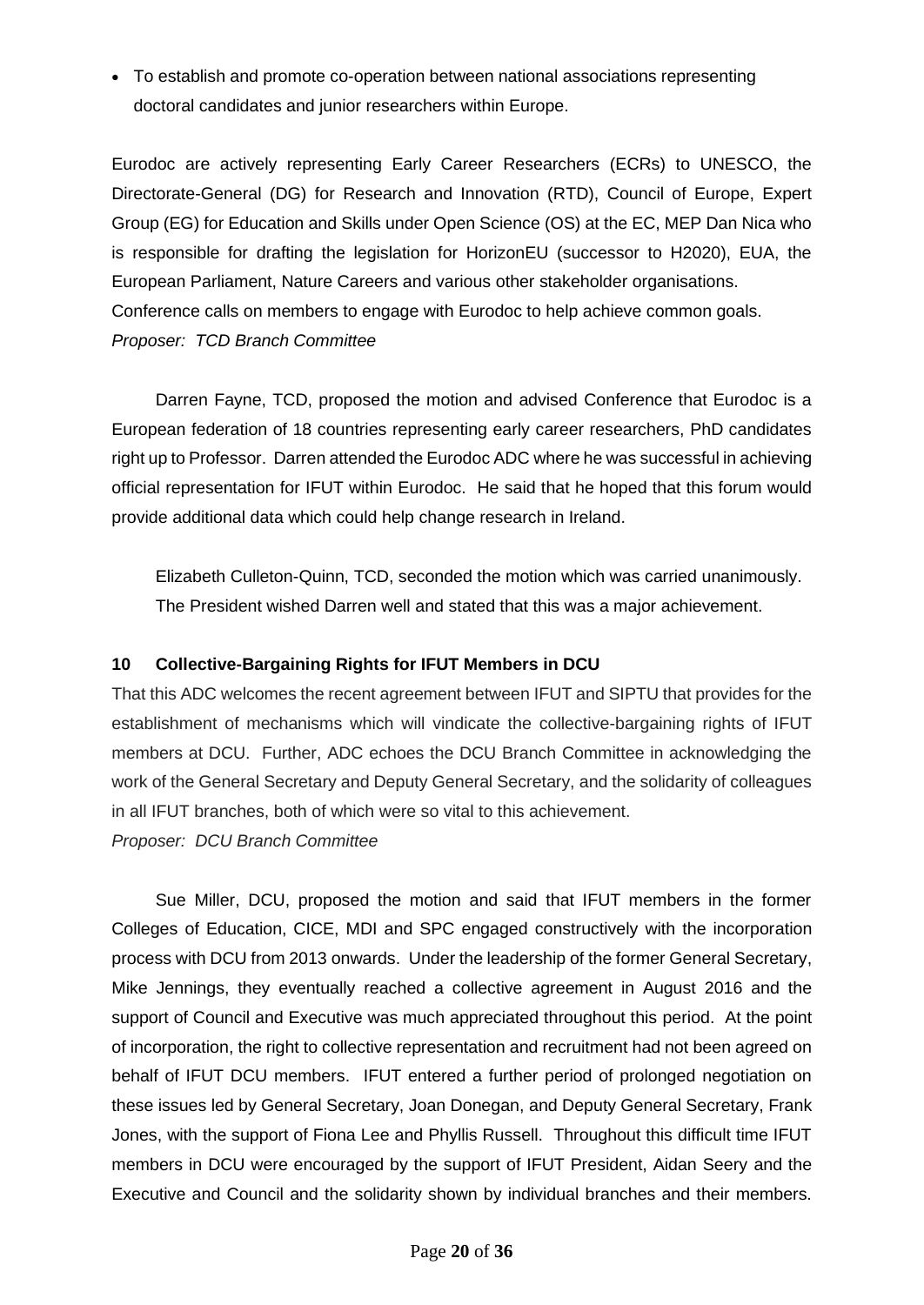- To establish and promote co-operation between national associations representing doctoral candidates and junior researchers within Europe.

Eurodoc are actively representing Early Career Researchers (ECRs) to UNESCO, the Directorate-General (DG) for Research and Innovation (RTD), Council of Europe, Expert Group (EG) for Education and Skills under Open Science (OS) at the EC, MEP Dan Nica who is responsible for drafting the legislation for HorizonEU (successor to H2020), EUA, the European Parliament, Nature Careers and various other stakeholder organisations.
Conference calls on members to engage with Eurodoc to help achieve common goals.
*Proposer: TCD Branch Committee*

Darren Fayne, TCD, proposed the motion and advised Conference that Eurodoc is a European federation of 18 countries representing early career researchers, PhD candidates right up to Professor. Darren attended the Eurodoc ADC where he was successful in achieving official representation for IFUT within Eurodoc. He said that he hoped that this forum would provide additional data which could help change research in Ireland.

Elizabeth Culleton-Quinn, TCD, seconded the motion which was carried unanimously.
The President wished Darren well and stated that this was a major achievement.

**10 Collective-Bargaining Rights for IFUT Members in DCU**

That this ADC welcomes the recent agreement between IFUT and SIPTU that provides for the establishment of mechanisms which will vindicate the collective-bargaining rights of IFUT members at DCU. Further, ADC echoes the DCU Branch Committee in acknowledging the work of the General Secretary and Deputy General Secretary, and the solidarity of colleagues in all IFUT branches, both of which were so vital to this achievement.
*Proposer: DCU Branch Committee*

Sue Miller, DCU, proposed the motion and said that IFUT members in the former Colleges of Education, CICE, MDI and SPC engaged constructively with the incorporation process with DCU from 2013 onwards. Under the leadership of the former General Secretary, Mike Jennings, they eventually reached a collective agreement in August 2016 and the support of Council and Executive was much appreciated throughout this period. At the point of incorporation, the right to collective representation and recruitment had not been agreed on behalf of IFUT DCU members. IFUT entered a further period of prolonged negotiation on these issues led by General Secretary, Joan Donegan, and Deputy General Secretary, Frank Jones, with the support of Fiona Lee and Phyllis Russell. Throughout this difficult time IFUT members in DCU were encouraged by the support of IFUT President, Aidan Seery and the Executive and Council and the solidarity shown by individual branches and their members.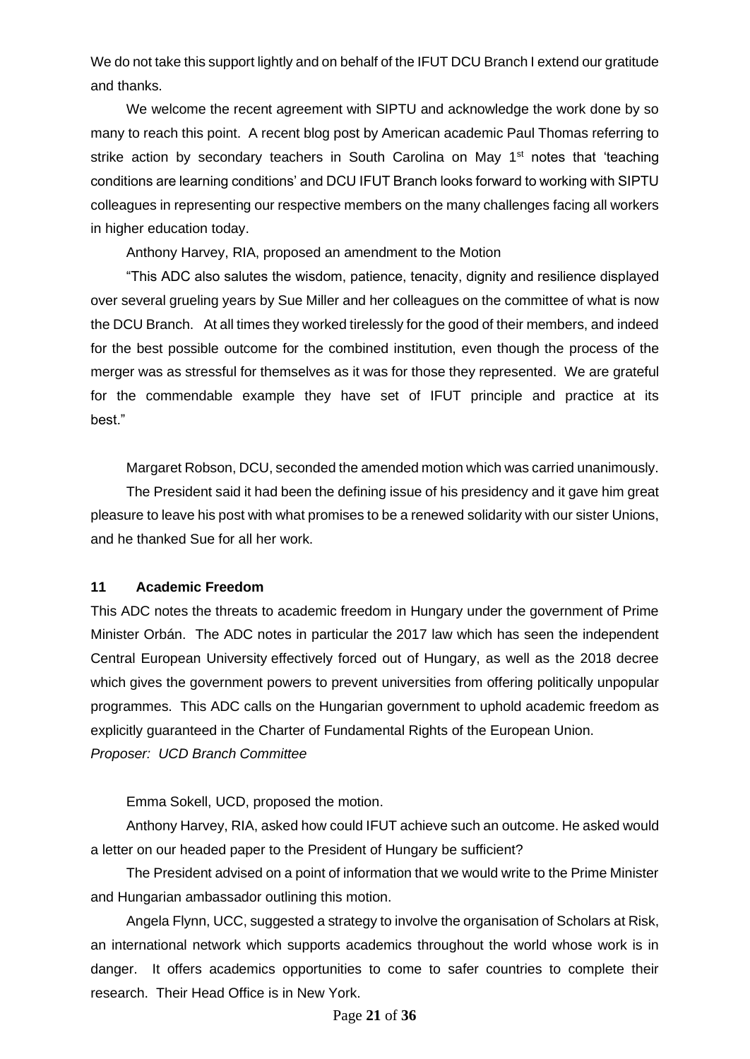We do not take this support lightly and on behalf of the IFUT DCU Branch I extend our gratitude and thanks.

We welcome the recent agreement with SIPTU and acknowledge the work done by so many to reach this point. A recent blog post by American academic Paul Thomas referring to strike action by secondary teachers in South Carolina on May 1st notes that 'teaching conditions are learning conditions' and DCU IFUT Branch looks forward to working with SIPTU colleagues in representing our respective members on the many challenges facing all workers in higher education today.

Anthony Harvey, RIA, proposed an amendment to the Motion

"This ADC also salutes the wisdom, patience, tenacity, dignity and resilience displayed over several grueling years by Sue Miller and her colleagues on the committee of what is now the DCU Branch. At all times they worked tirelessly for the good of their members, and indeed for the best possible outcome for the combined institution, even though the process of the merger was as stressful for themselves as it was for those they represented. We are grateful for the commendable example they have set of IFUT principle and practice at its best."

Margaret Robson, DCU, seconded the amended motion which was carried unanimously.

The President said it had been the defining issue of his presidency and it gave him great pleasure to leave his post with what promises to be a renewed solidarity with our sister Unions, and he thanked Sue for all her work.

### 11 Academic Freedom

This ADC notes the threats to academic freedom in Hungary under the government of Prime Minister Orbán. The ADC notes in particular the 2017 law which has seen the independent Central European University effectively forced out of Hungary, as well as the 2018 decree which gives the government powers to prevent universities from offering politically unpopular programmes. This ADC calls on the Hungarian government to uphold academic freedom as explicitly guaranteed in the Charter of Fundamental Rights of the European Union.
*Proposer: UCD Branch Committee*

Emma Sokell, UCD, proposed the motion.

Anthony Harvey, RIA, asked how could IFUT achieve such an outcome. He asked would a letter on our headed paper to the President of Hungary be sufficient?

The President advised on a point of information that we would write to the Prime Minister and Hungarian ambassador outlining this motion.

Angela Flynn, UCC, suggested a strategy to involve the organisation of Scholars at Risk, an international network which supports academics throughout the world whose work is in danger. It offers academics opportunities to come to safer countries to complete their research. Their Head Office is in New York.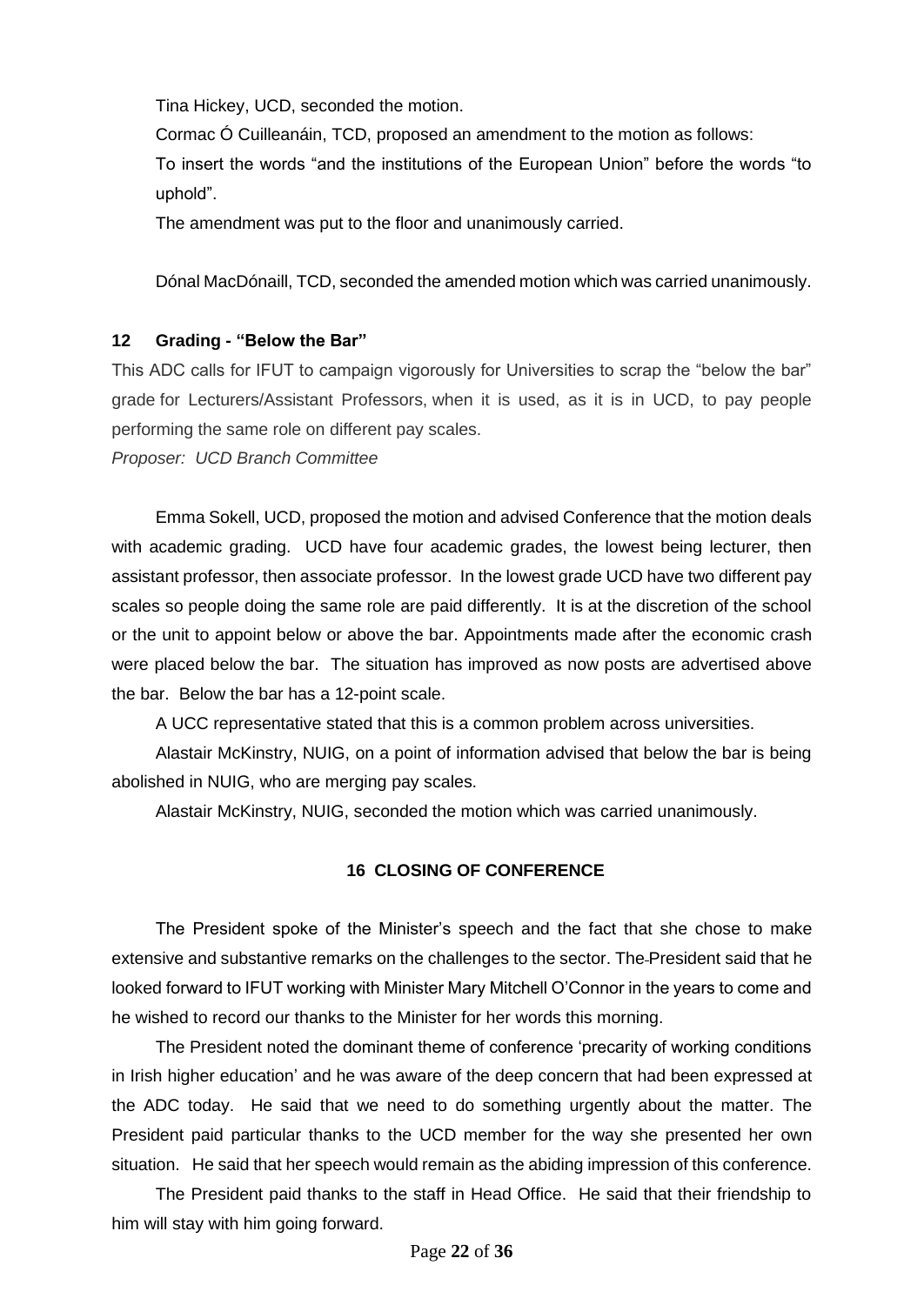Tina Hickey, UCD, seconded the motion.

Cormac Ó Cuilleanáin, TCD, proposed an amendment to the motion as follows:

To insert the words "and the institutions of the European Union" before the words "to uphold".

The amendment was put to the floor and unanimously carried.

Dónal MacDónaill, TCD, seconded the amended motion which was carried unanimously.

### 12 Grading - "Below the Bar"

This ADC calls for IFUT to campaign vigorously for Universities to scrap the "below the bar" grade for Lecturers/Assistant Professors, when it is used, as it is in UCD, to pay people performing the same role on different pay scales.

*Proposer: UCD Branch Committee*

Emma Sokell, UCD, proposed the motion and advised Conference that the motion deals with academic grading. UCD have four academic grades, the lowest being lecturer, then assistant professor, then associate professor. In the lowest grade UCD have two different pay scales so people doing the same role are paid differently. It is at the discretion of the school or the unit to appoint below or above the bar. Appointments made after the economic crash were placed below the bar. The situation has improved as now posts are advertised above the bar. Below the bar has a 12-point scale.

A UCC representative stated that this is a common problem across universities.

Alastair McKinstry, NUIG, on a point of information advised that below the bar is being abolished in NUIG, who are merging pay scales.

Alastair McKinstry, NUIG, seconded the motion which was carried unanimously.

### 16 CLOSING OF CONFERENCE

The President spoke of the Minister's speech and the fact that she chose to make extensive and substantive remarks on the challenges to the sector. The President said that he looked forward to IFUT working with Minister Mary Mitchell O'Connor in the years to come and he wished to record our thanks to the Minister for her words this morning.

The President noted the dominant theme of conference 'precarity of working conditions in Irish higher education' and he was aware of the deep concern that had been expressed at the ADC today. He said that we need to do something urgently about the matter. The President paid particular thanks to the UCD member for the way she presented her own situation. He said that her speech would remain as the abiding impression of this conference.

The President paid thanks to the staff in Head Office. He said that their friendship to him will stay with him going forward.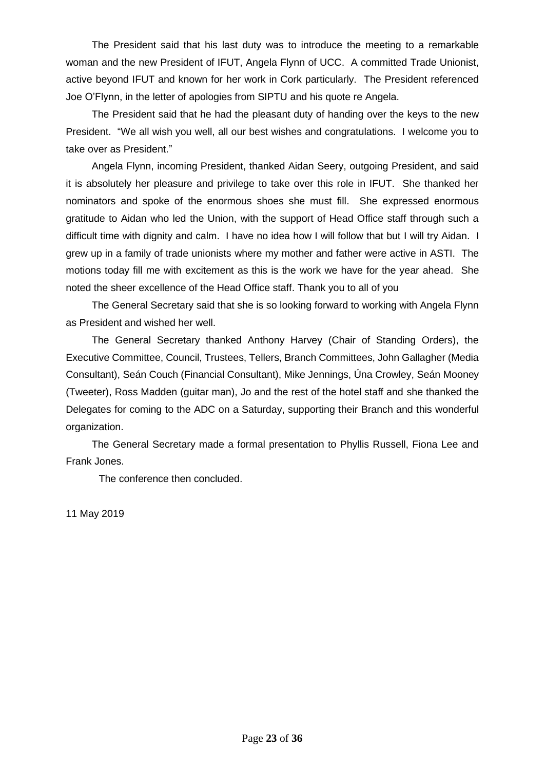The President said that his last duty was to introduce the meeting to a remarkable woman and the new President of IFUT, Angela Flynn of UCC. A committed Trade Unionist, active beyond IFUT and known for her work in Cork particularly. The President referenced Joe O'Flynn, in the letter of apologies from SIPTU and his quote re Angela.

The President said that he had the pleasant duty of handing over the keys to the new President. "We all wish you well, all our best wishes and congratulations. I welcome you to take over as President."

Angela Flynn, incoming President, thanked Aidan Seery, outgoing President, and said it is absolutely her pleasure and privilege to take over this role in IFUT. She thanked her nominators and spoke of the enormous shoes she must fill. She expressed enormous gratitude to Aidan who led the Union, with the support of Head Office staff through such a difficult time with dignity and calm. I have no idea how I will follow that but I will try Aidan. I grew up in a family of trade unionists where my mother and father were active in ASTI. The motions today fill me with excitement as this is the work we have for the year ahead. She noted the sheer excellence of the Head Office staff. Thank you to all of you

The General Secretary said that she is so looking forward to working with Angela Flynn as President and wished her well.

The General Secretary thanked Anthony Harvey (Chair of Standing Orders), the Executive Committee, Council, Trustees, Tellers, Branch Committees, John Gallagher (Media Consultant), Seán Couch (Financial Consultant), Mike Jennings, Úna Crowley, Seán Mooney (Tweeter), Ross Madden (guitar man), Jo and the rest of the hotel staff and she thanked the Delegates for coming to the ADC on a Saturday, supporting their Branch and this wonderful organization.

The General Secretary made a formal presentation to Phyllis Russell, Fiona Lee and Frank Jones.

The conference then concluded.

11 May 2019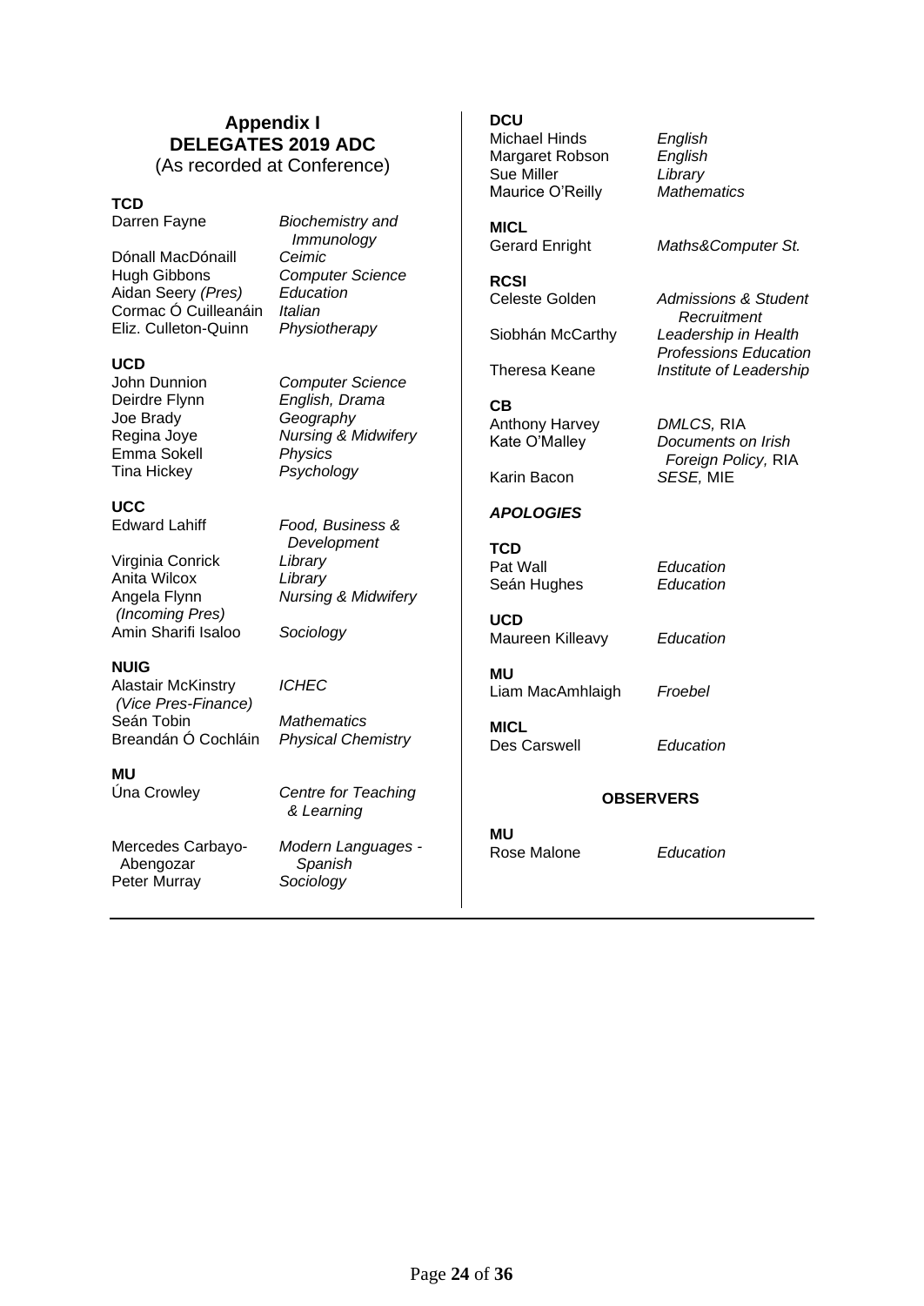## Appendix I
## DELEGATES 2019 ADC
(As recorded at Conference)

**TCD**

| | |
|---|---|
| Darren Fayne | *Biochemistry and Immunology* |
| Dónall MacDónaill | *Ceimic* |
| Hugh Gibbons | *Computer Science* |
| Aidan Seery *(Pres)* | *Education* |
| Cormac Ó Cuilleanáin | *Italian* |
| Eliz. Culleton-Quinn | *Physiotherapy* |

**UCD**

| | |
|---|---|
| John Dunnion | *Computer Science* |
| Deirdre Flynn | *English, Drama* |
| Joe Brady | *Geography* |
| Regina Joye | *Nursing & Midwifery* |
| Emma Sokell | *Physics* |
| Tina Hickey | *Psychology* |

**UCC**

| | |
|---|---|
| Edward Lahiff | *Food, Business & Development* |
| Virginia Conrick | *Library* |
| Anita Wilcox | *Library* |
| Angela Flynn *(Incoming Pres)* | *Nursing & Midwifery* |
| Amin Sharifi Isaloo | *Sociology* |

**NUIG**

| | |
|---|---|
| Alastair McKinstry *(Vice Pres-Finance)* | *ICHEC* |
| Seán Tobin | *Mathematics* |
| Breandán Ó Cochláin | *Physical Chemistry* |

**MU**

| | |
|---|---|
| Úna Crowley | *Centre for Teaching & Learning* |
| Mercedes Carbayo-Abengozar | *Modern Languages - Spanish* |
| Peter Murray | *Sociology* |

**DCU**

| | |
|---|---|
| Michael Hinds | *English* |
| Margaret Robson | *English* |
| Sue Miller | *Library* |
| Maurice O'Reilly | *Mathematics* |

**MICL**

| | |
|---|---|
| Gerard Enright | *Maths&Computer St.* |

**RCSI**

| | |
|---|---|
| Celeste Golden | *Admissions & Student Recruitment* |
| Siobhán McCarthy | *Leadership in Health Professions Education* |
| Theresa Keane | *Institute of Leadership* |

**CB**

| | |
|---|---|
| Anthony Harvey | *DMLCS,* RIA |
| Kate O'Malley | *Documents on Irish Foreign Policy,* RIA |
| Karin Bacon | *SESE,* MIE |

***APOLOGIES***

**TCD**

| | |
|---|---|
| Pat Wall | *Education* |
| Seán Hughes | *Education* |

**UCD**

| | |
|---|---|
| Maureen Killeavy | *Education* |

**MU**

| | |
|---|---|
| Liam MacAmhlaigh | *Froebel* |

**MICL**

| | |
|---|---|
| Des Carswell | *Education* |

**OBSERVERS**

**MU**

| | |
|---|---|
| Rose Malone | *Education* |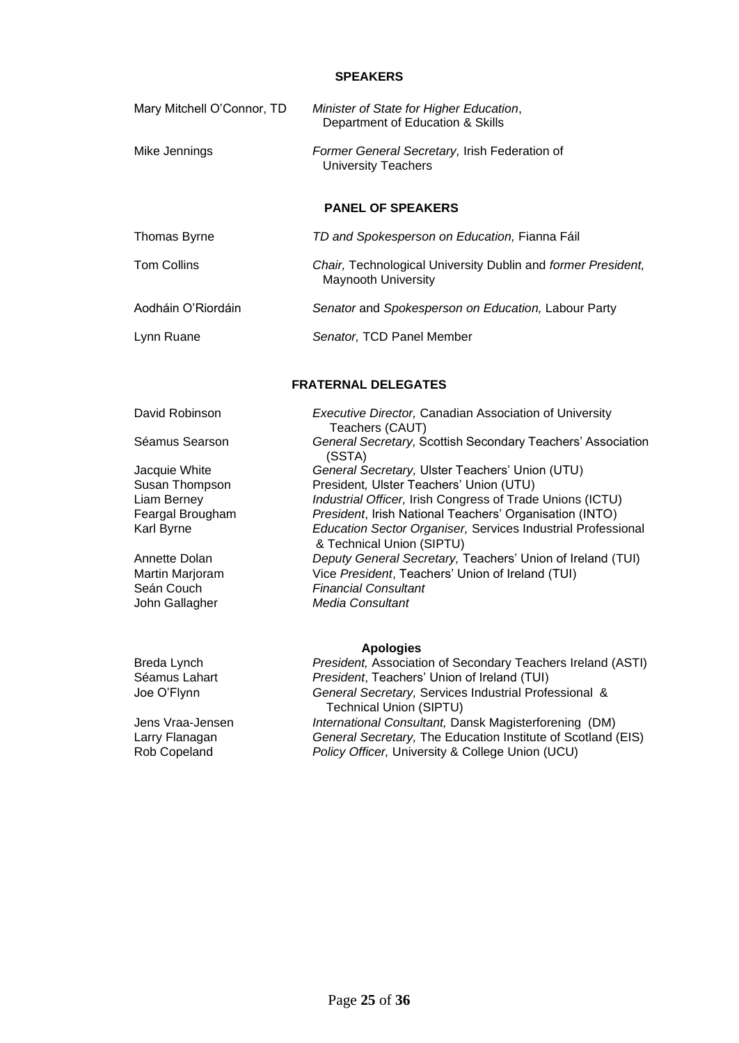## SPEAKERS

| | |
|---|---|
| Mary Mitchell O'Connor, TD | *Minister of State for Higher Education*, Department of Education & Skills |
| Mike Jennings | *Former General Secretary,* Irish Federation of University Teachers |

## PANEL OF SPEAKERS

| | |
|---|---|
| Thomas Byrne | *TD and Spokesperson on Education,* Fianna Fáil |
| Tom Collins | *Chair,* Technological University Dublin and *former President,* Maynooth University |
| Aodháin O'Riordáin | *Senator* and *Spokesperson on Education,* Labour Party |
| Lynn Ruane | *Senator,* TCD Panel Member |

## FRATERNAL DELEGATES

| | |
|---|---|
| David Robinson | *Executive Director,* Canadian Association of University Teachers (CAUT) |
| Séamus Searson | *General Secretary,* Scottish Secondary Teachers' Association (SSTA) |
| Jacquie White | *General Secretary,* Ulster Teachers' Union (UTU) |
| Susan Thompson | President, Ulster Teachers' Union (UTU) |
| Liam Berney | *Industrial Officer,* Irish Congress of Trade Unions (ICTU) |
| Feargal Brougham | *President*, Irish National Teachers' Organisation (INTO) |
| Karl Byrne | *Education Sector Organiser,* Services Industrial Professional & Technical Union (SIPTU) |
| Annette Dolan | *Deputy General Secretary,* Teachers' Union of Ireland (TUI) |
| Martin Marjoram | Vice *President*, Teachers' Union of Ireland (TUI) |
| Seán Couch | *Financial Consultant* |
| John Gallagher | *Media Consultant* |

### Apologies

| | |
|---|---|
| Breda Lynch | *President,* Association of Secondary Teachers Ireland (ASTI) |
| Séamus Lahart | *President*, Teachers' Union of Ireland (TUI) |
| Joe O'Flynn | *General Secretary,* Services Industrial Professional & Technical Union (SIPTU) |
| Jens Vraa-Jensen | *International Consultant,* Dansk Magisterforening (DM) |
| Larry Flanagan | *General Secretary,* The Education Institute of Scotland (EIS) |
| Rob Copeland | *Policy Officer,* University & College Union (UCU) |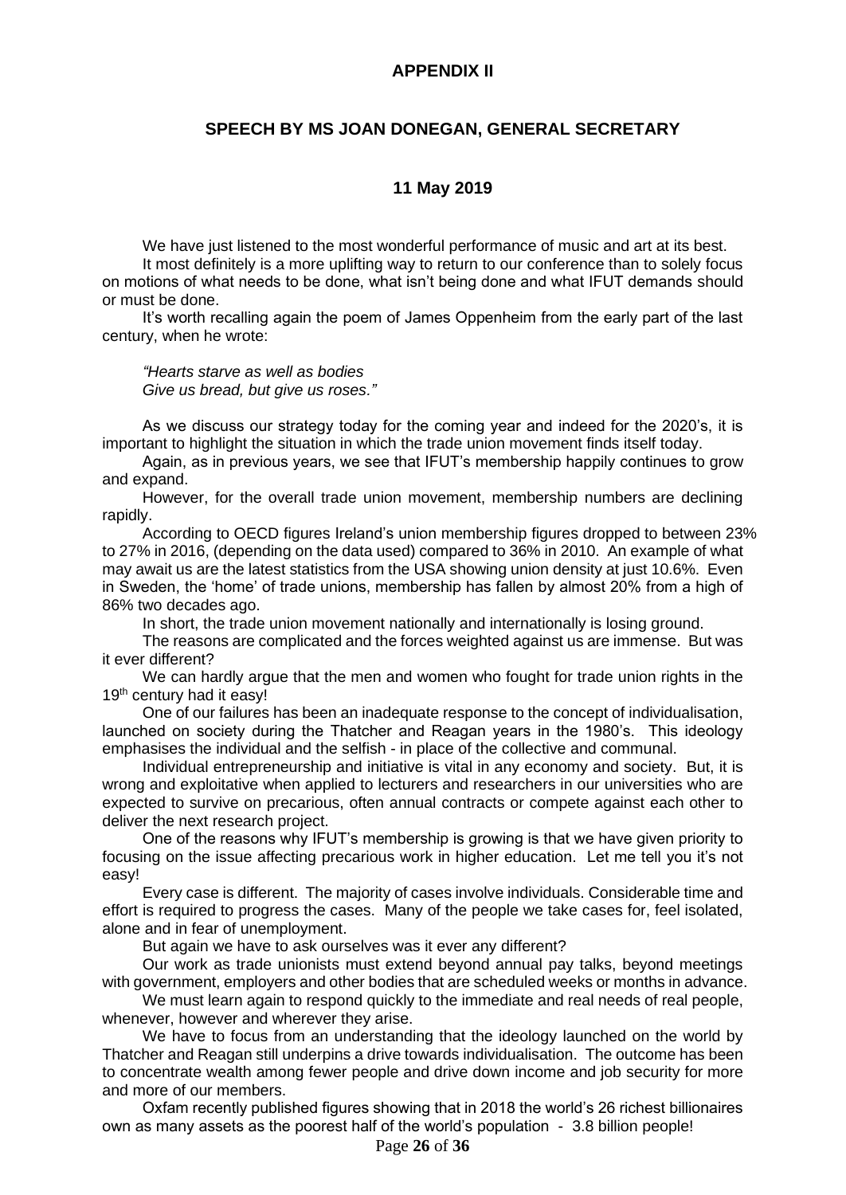## APPENDIX II

## SPEECH BY MS JOAN DONEGAN, GENERAL SECRETARY

## 11 May 2019

We have just listened to the most wonderful performance of music and art at its best.

It most definitely is a more uplifting way to return to our conference than to solely focus on motions of what needs to be done, what isn't being done and what IFUT demands should or must be done.

It's worth recalling again the poem of James Oppenheim from the early part of the last century, when he wrote:

*"Hearts starve as well as bodies*
*Give us bread, but give us roses."*

As we discuss our strategy today for the coming year and indeed for the 2020's, it is important to highlight the situation in which the trade union movement finds itself today.

Again, as in previous years, we see that IFUT's membership happily continues to grow and expand.

However, for the overall trade union movement, membership numbers are declining rapidly.

According to OECD figures Ireland's union membership figures dropped to between 23% to 27% in 2016, (depending on the data used) compared to 36% in 2010. An example of what may await us are the latest statistics from the USA showing union density at just 10.6%. Even in Sweden, the 'home' of trade unions, membership has fallen by almost 20% from a high of 86% two decades ago.

In short, the trade union movement nationally and internationally is losing ground.

The reasons are complicated and the forces weighted against us are immense. But was it ever different?

We can hardly argue that the men and women who fought for trade union rights in the 19th century had it easy!

One of our failures has been an inadequate response to the concept of individualisation, launched on society during the Thatcher and Reagan years in the 1980's. This ideology emphasises the individual and the selfish - in place of the collective and communal.

Individual entrepreneurship and initiative is vital in any economy and society. But, it is wrong and exploitative when applied to lecturers and researchers in our universities who are expected to survive on precarious, often annual contracts or compete against each other to deliver the next research project.

One of the reasons why IFUT's membership is growing is that we have given priority to focusing on the issue affecting precarious work in higher education. Let me tell you it's not easy!

Every case is different. The majority of cases involve individuals. Considerable time and effort is required to progress the cases. Many of the people we take cases for, feel isolated, alone and in fear of unemployment.

But again we have to ask ourselves was it ever any different?

Our work as trade unionists must extend beyond annual pay talks, beyond meetings with government, employers and other bodies that are scheduled weeks or months in advance.

We must learn again to respond quickly to the immediate and real needs of real people, whenever, however and wherever they arise.

We have to focus from an understanding that the ideology launched on the world by Thatcher and Reagan still underpins a drive towards individualisation. The outcome has been to concentrate wealth among fewer people and drive down income and job security for more and more of our members.

Oxfam recently published figures showing that in 2018 the world's 26 richest billionaires own as many assets as the poorest half of the world's population - 3.8 billion people!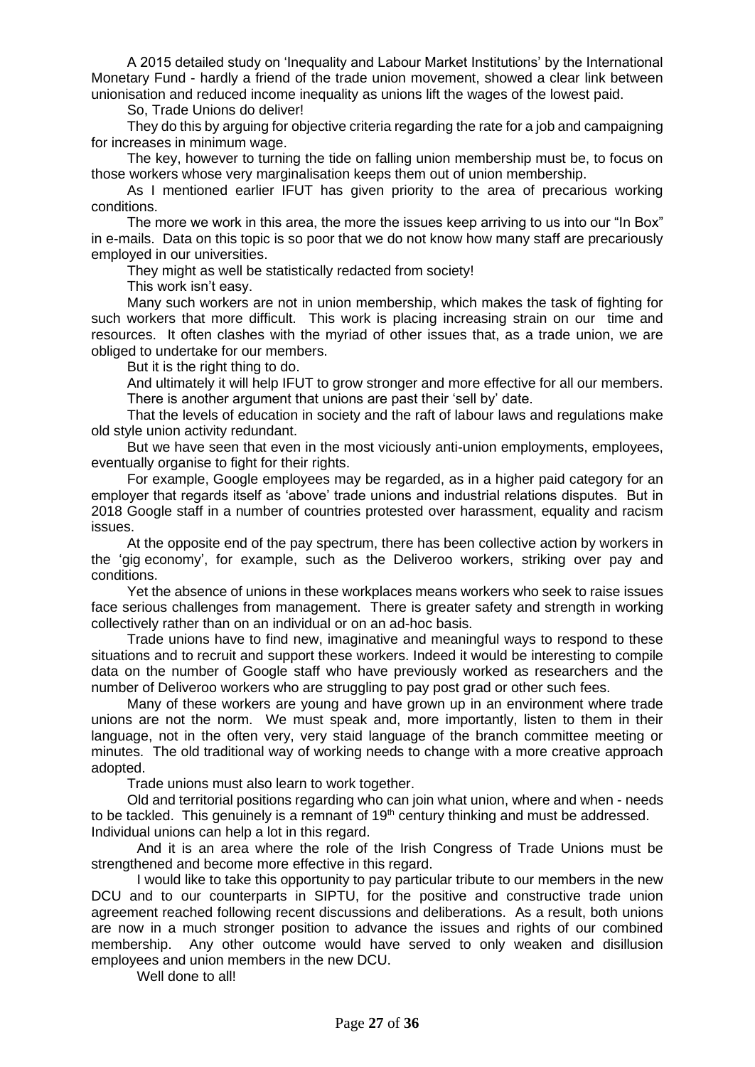A 2015 detailed study on 'Inequality and Labour Market Institutions' by the International Monetary Fund - hardly a friend of the trade union movement, showed a clear link between unionisation and reduced income inequality as unions lift the wages of the lowest paid.

So, Trade Unions do deliver!

They do this by arguing for objective criteria regarding the rate for a job and campaigning for increases in minimum wage.

The key, however to turning the tide on falling union membership must be, to focus on those workers whose very marginalisation keeps them out of union membership.

As I mentioned earlier IFUT has given priority to the area of precarious working conditions.

The more we work in this area, the more the issues keep arriving to us into our "In Box" in e-mails. Data on this topic is so poor that we do not know how many staff are precariously employed in our universities.

They might as well be statistically redacted from society!

This work isn't easy.

Many such workers are not in union membership, which makes the task of fighting for such workers that more difficult. This work is placing increasing strain on our time and resources. It often clashes with the myriad of other issues that, as a trade union, we are obliged to undertake for our members.

But it is the right thing to do.

And ultimately it will help IFUT to grow stronger and more effective for all our members.

There is another argument that unions are past their 'sell by' date.

That the levels of education in society and the raft of labour laws and regulations make old style union activity redundant.

But we have seen that even in the most viciously anti-union employments, employees, eventually organise to fight for their rights.

For example, Google employees may be regarded, as in a higher paid category for an employer that regards itself as 'above' trade unions and industrial relations disputes. But in 2018 Google staff in a number of countries protested over harassment, equality and racism issues.

At the opposite end of the pay spectrum, there has been collective action by workers in the 'gig economy', for example, such as the Deliveroo workers, striking over pay and conditions.

Yet the absence of unions in these workplaces means workers who seek to raise issues face serious challenges from management. There is greater safety and strength in working collectively rather than on an individual or on an ad-hoc basis.

Trade unions have to find new, imaginative and meaningful ways to respond to these situations and to recruit and support these workers. Indeed it would be interesting to compile data on the number of Google staff who have previously worked as researchers and the number of Deliveroo workers who are struggling to pay post grad or other such fees.

Many of these workers are young and have grown up in an environment where trade unions are not the norm. We must speak and, more importantly, listen to them in their language, not in the often very, very staid language of the branch committee meeting or minutes. The old traditional way of working needs to change with a more creative approach adopted.

Trade unions must also learn to work together.

Old and territorial positions regarding who can join what union, where and when - needs to be tackled. This genuinely is a remnant of 19th century thinking and must be addressed. Individual unions can help a lot in this regard.

And it is an area where the role of the Irish Congress of Trade Unions must be strengthened and become more effective in this regard.

I would like to take this opportunity to pay particular tribute to our members in the new DCU and to our counterparts in SIPTU, for the positive and constructive trade union agreement reached following recent discussions and deliberations. As a result, both unions are now in a much stronger position to advance the issues and rights of our combined membership. Any other outcome would have served to only weaken and disillusion employees and union members in the new DCU.

Well done to all!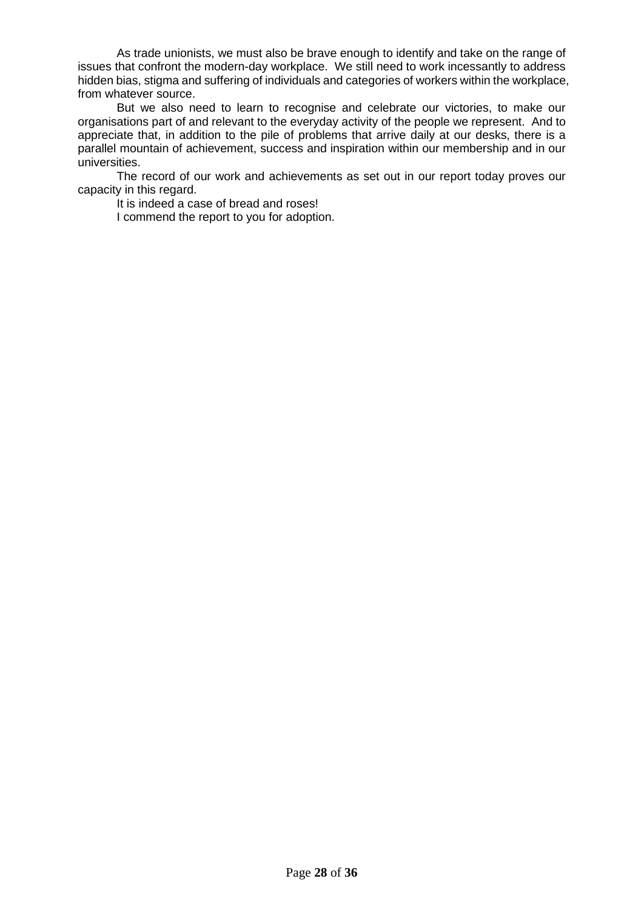As trade unionists, we must also be brave enough to identify and take on the range of issues that confront the modern-day workplace. We still need to work incessantly to address hidden bias, stigma and suffering of individuals and categories of workers within the workplace, from whatever source.

But we also need to learn to recognise and celebrate our victories, to make our organisations part of and relevant to the everyday activity of the people we represent. And to appreciate that, in addition to the pile of problems that arrive daily at our desks, there is a parallel mountain of achievement, success and inspiration within our membership and in our universities.

The record of our work and achievements as set out in our report today proves our capacity in this regard.

It is indeed a case of bread and roses!

I commend the report to you for adoption.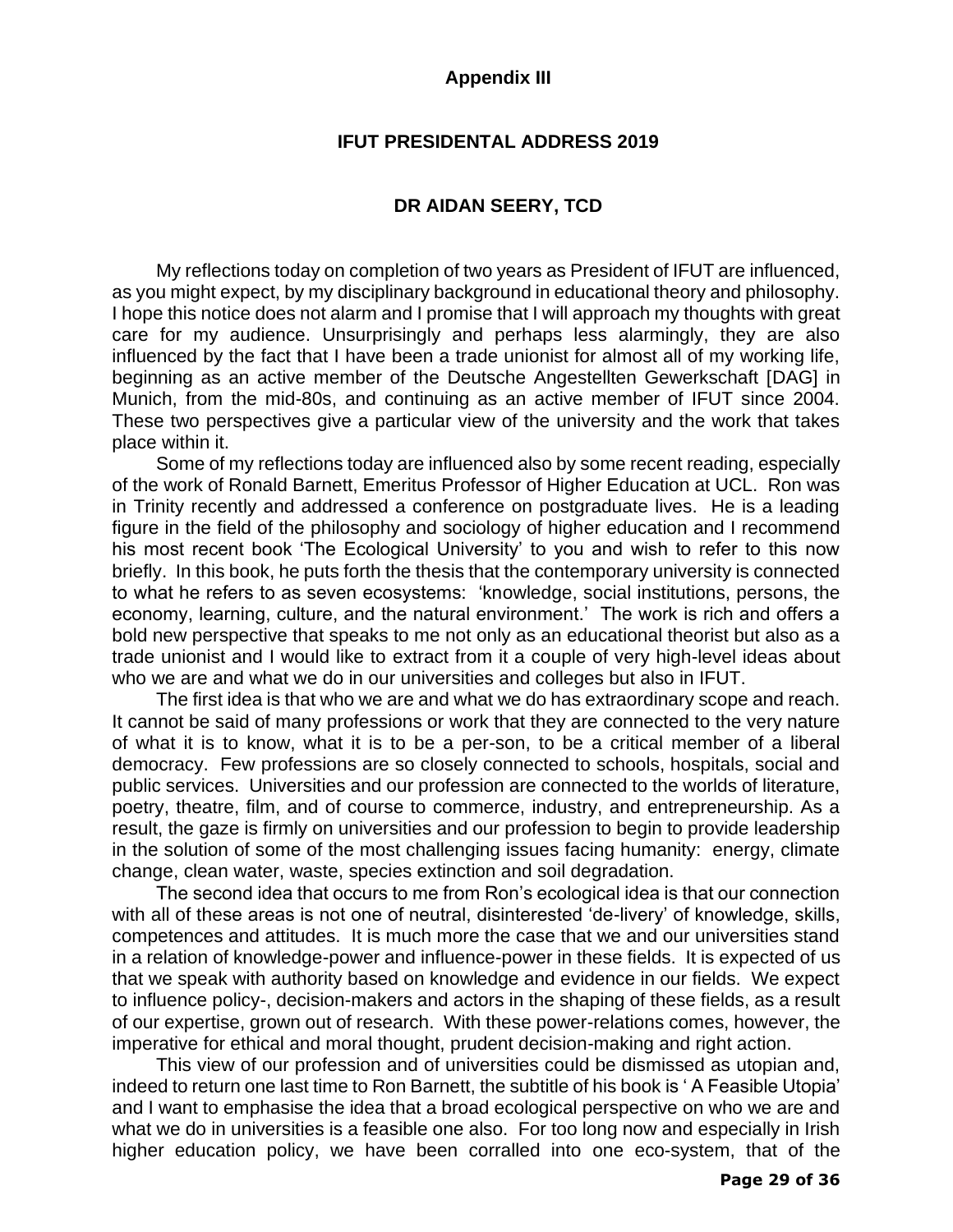**Appendix III**

## IFUT PRESIDENTAL ADDRESS 2019

### DR AIDAN SEERY, TCD

My reflections today on completion of two years as President of IFUT are influenced, as you might expect, by my disciplinary background in educational theory and philosophy. I hope this notice does not alarm and I promise that I will approach my thoughts with great care for my audience. Unsurprisingly and perhaps less alarmingly, they are also influenced by the fact that I have been a trade unionist for almost all of my working life, beginning as an active member of the Deutsche Angestellten Gewerkschaft [DAG] in Munich, from the mid-80s, and continuing as an active member of IFUT since 2004. These two perspectives give a particular view of the university and the work that takes place within it.

Some of my reflections today are influenced also by some recent reading, especially of the work of Ronald Barnett, Emeritus Professor of Higher Education at UCL. Ron was in Trinity recently and addressed a conference on postgraduate lives. He is a leading figure in the field of the philosophy and sociology of higher education and I recommend his most recent book 'The Ecological University' to you and wish to refer to this now briefly. In this book, he puts forth the thesis that the contemporary university is connected to what he refers to as seven ecosystems: 'knowledge, social institutions, persons, the economy, learning, culture, and the natural environment.' The work is rich and offers a bold new perspective that speaks to me not only as an educational theorist but also as a trade unionist and I would like to extract from it a couple of very high-level ideas about who we are and what we do in our universities and colleges but also in IFUT.

The first idea is that who we are and what we do has extraordinary scope and reach. It cannot be said of many professions or work that they are connected to the very nature of what it is to know, what it is to be a per-son, to be a critical member of a liberal democracy. Few professions are so closely connected to schools, hospitals, social and public services. Universities and our profession are connected to the worlds of literature, poetry, theatre, film, and of course to commerce, industry, and entrepreneurship. As a result, the gaze is firmly on universities and our profession to begin to provide leadership in the solution of some of the most challenging issues facing humanity: energy, climate change, clean water, waste, species extinction and soil degradation.

The second idea that occurs to me from Ron's ecological idea is that our connection with all of these areas is not one of neutral, disinterested 'de-livery' of knowledge, skills, competences and attitudes. It is much more the case that we and our universities stand in a relation of knowledge-power and influence-power in these fields. It is expected of us that we speak with authority based on knowledge and evidence in our fields. We expect to influence policy-, decision-makers and actors in the shaping of these fields, as a result of our expertise, grown out of research. With these power-relations comes, however, the imperative for ethical and moral thought, prudent decision-making and right action.

This view of our profession and of universities could be dismissed as utopian and, indeed to return one last time to Ron Barnett, the subtitle of his book is ' A Feasible Utopia' and I want to emphasise the idea that a broad ecological perspective on who we are and what we do in universities is a feasible one also. For too long now and especially in Irish higher education policy, we have been corralled into one eco-system, that of the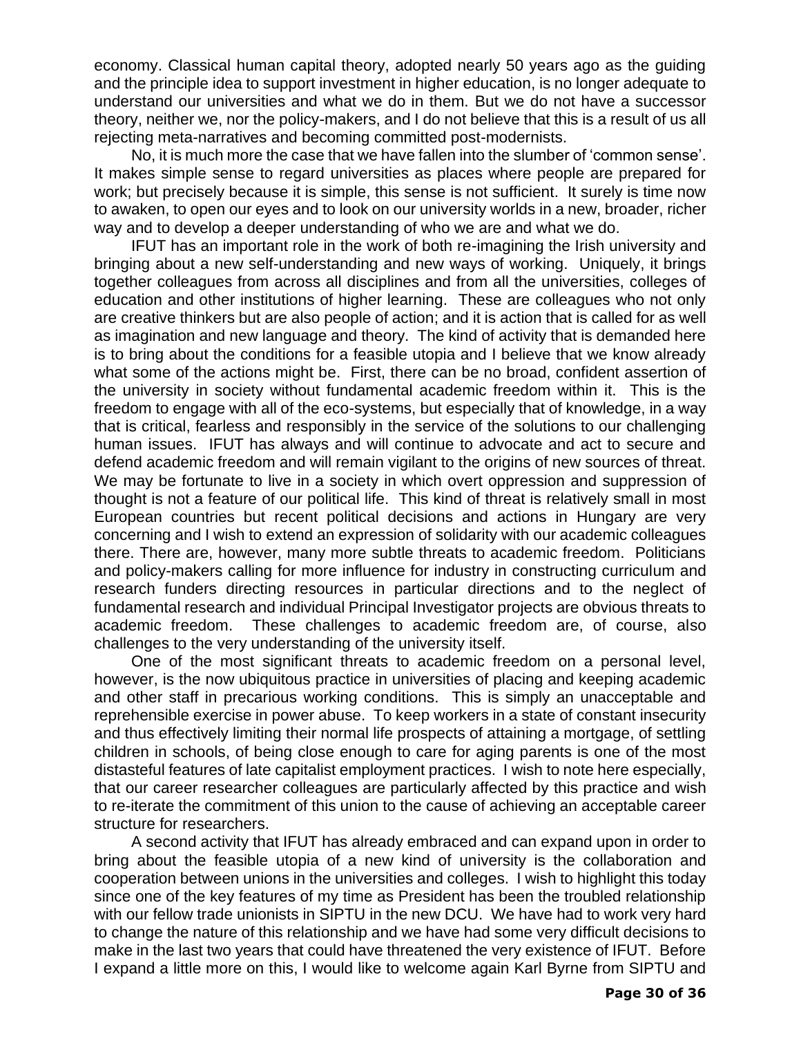economy. Classical human capital theory, adopted nearly 50 years ago as the guiding and the principle idea to support investment in higher education, is no longer adequate to understand our universities and what we do in them. But we do not have a successor theory, neither we, nor the policy-makers, and I do not believe that this is a result of us all rejecting meta-narratives and becoming committed post-modernists.

No, it is much more the case that we have fallen into the slumber of 'common sense'. It makes simple sense to regard universities as places where people are prepared for work; but precisely because it is simple, this sense is not sufficient. It surely is time now to awaken, to open our eyes and to look on our university worlds in a new, broader, richer way and to develop a deeper understanding of who we are and what we do.

IFUT has an important role in the work of both re-imagining the Irish university and bringing about a new self-understanding and new ways of working. Uniquely, it brings together colleagues from across all disciplines and from all the universities, colleges of education and other institutions of higher learning. These are colleagues who not only are creative thinkers but are also people of action; and it is action that is called for as well as imagination and new language and theory. The kind of activity that is demanded here is to bring about the conditions for a feasible utopia and I believe that we know already what some of the actions might be. First, there can be no broad, confident assertion of the university in society without fundamental academic freedom within it. This is the freedom to engage with all of the eco-systems, but especially that of knowledge, in a way that is critical, fearless and responsibly in the service of the solutions to our challenging human issues. IFUT has always and will continue to advocate and act to secure and defend academic freedom and will remain vigilant to the origins of new sources of threat. We may be fortunate to live in a society in which overt oppression and suppression of thought is not a feature of our political life. This kind of threat is relatively small in most European countries but recent political decisions and actions in Hungary are very concerning and I wish to extend an expression of solidarity with our academic colleagues there. There are, however, many more subtle threats to academic freedom. Politicians and policy-makers calling for more influence for industry in constructing curriculum and research funders directing resources in particular directions and to the neglect of fundamental research and individual Principal Investigator projects are obvious threats to academic freedom. These challenges to academic freedom are, of course, also challenges to the very understanding of the university itself.

One of the most significant threats to academic freedom on a personal level, however, is the now ubiquitous practice in universities of placing and keeping academic and other staff in precarious working conditions. This is simply an unacceptable and reprehensible exercise in power abuse. To keep workers in a state of constant insecurity and thus effectively limiting their normal life prospects of attaining a mortgage, of settling children in schools, of being close enough to care for aging parents is one of the most distasteful features of late capitalist employment practices. I wish to note here especially, that our career researcher colleagues are particularly affected by this practice and wish to re-iterate the commitment of this union to the cause of achieving an acceptable career structure for researchers.

A second activity that IFUT has already embraced and can expand upon in order to bring about the feasible utopia of a new kind of university is the collaboration and cooperation between unions in the universities and colleges. I wish to highlight this today since one of the key features of my time as President has been the troubled relationship with our fellow trade unionists in SIPTU in the new DCU. We have had to work very hard to change the nature of this relationship and we have had some very difficult decisions to make in the last two years that could have threatened the very existence of IFUT. Before I expand a little more on this, I would like to welcome again Karl Byrne from SIPTU and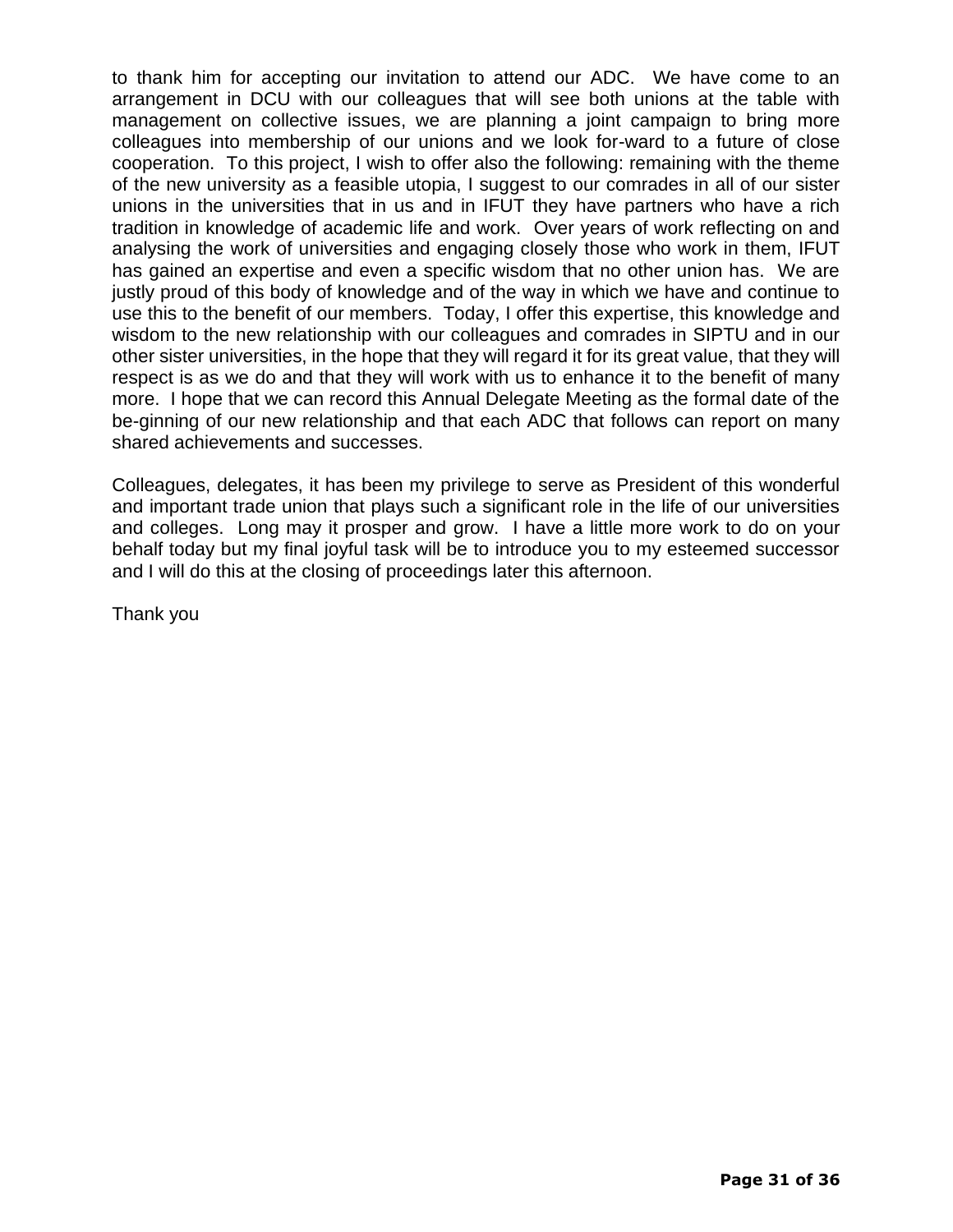to thank him for accepting our invitation to attend our ADC. We have come to an arrangement in DCU with our colleagues that will see both unions at the table with management on collective issues, we are planning a joint campaign to bring more colleagues into membership of our unions and we look for-ward to a future of close cooperation. To this project, I wish to offer also the following: remaining with the theme of the new university as a feasible utopia, I suggest to our comrades in all of our sister unions in the universities that in us and in IFUT they have partners who have a rich tradition in knowledge of academic life and work. Over years of work reflecting on and analysing the work of universities and engaging closely those who work in them, IFUT has gained an expertise and even a specific wisdom that no other union has. We are justly proud of this body of knowledge and of the way in which we have and continue to use this to the benefit of our members. Today, I offer this expertise, this knowledge and wisdom to the new relationship with our colleagues and comrades in SIPTU and in our other sister universities, in the hope that they will regard it for its great value, that they will respect is as we do and that they will work with us to enhance it to the benefit of many more. I hope that we can record this Annual Delegate Meeting as the formal date of the be-ginning of our new relationship and that each ADC that follows can report on many shared achievements and successes.

Colleagues, delegates, it has been my privilege to serve as President of this wonderful and important trade union that plays such a significant role in the life of our universities and colleges. Long may it prosper and grow. I have a little more work to do on your behalf today but my final joyful task will be to introduce you to my esteemed successor and I will do this at the closing of proceedings later this afternoon.

Thank you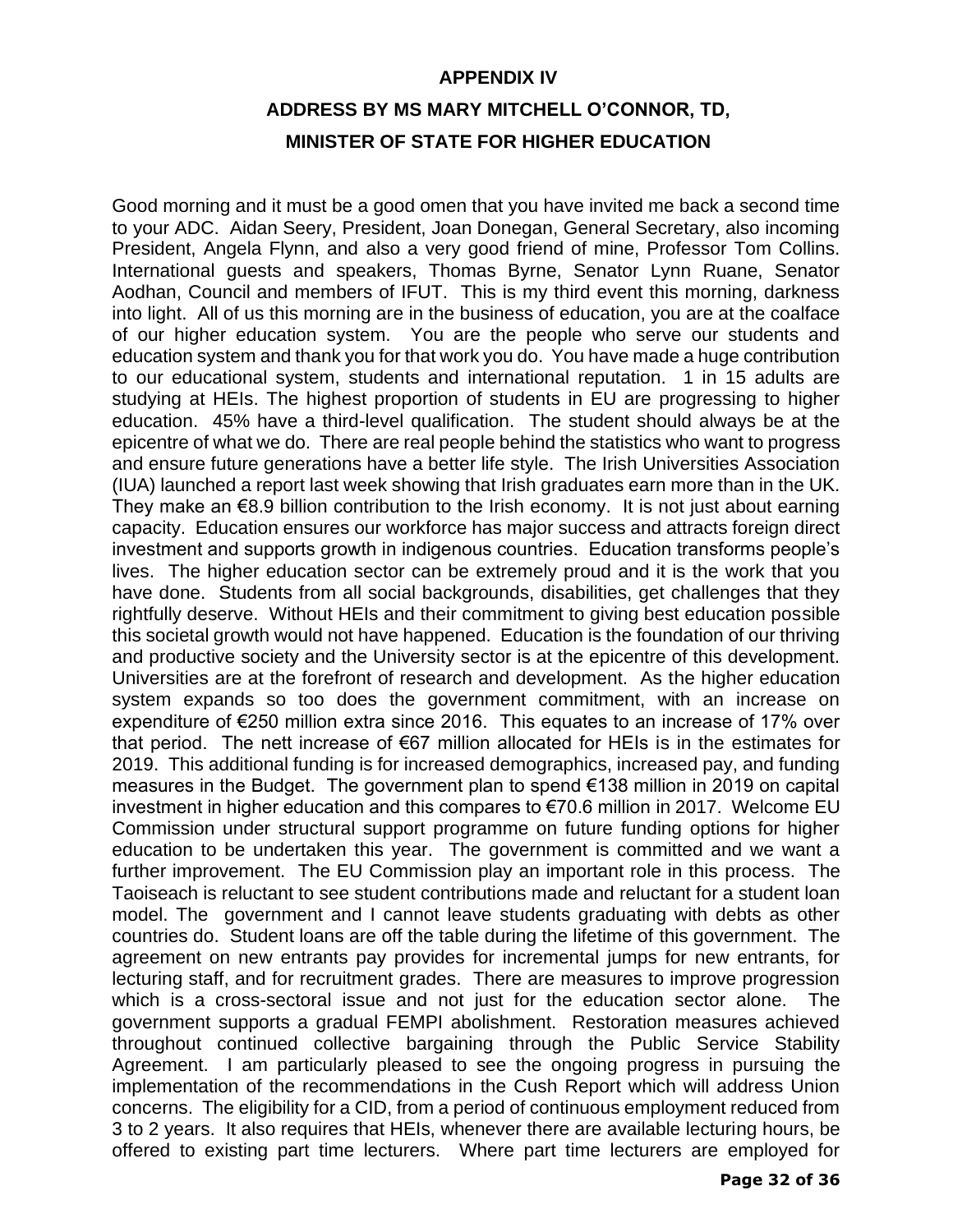**APPENDIX IV**

**ADDRESS BY MS MARY MITCHELL O'CONNOR, TD,**

**MINISTER OF STATE FOR HIGHER EDUCATION**

Good morning and it must be a good omen that you have invited me back a second time to your ADC. Aidan Seery, President, Joan Donegan, General Secretary, also incoming President, Angela Flynn, and also a very good friend of mine, Professor Tom Collins. International guests and speakers, Thomas Byrne, Senator Lynn Ruane, Senator Aodhan, Council and members of IFUT. This is my third event this morning, darkness into light. All of us this morning are in the business of education, you are at the coalface of our higher education system. You are the people who serve our students and education system and thank you for that work you do. You have made a huge contribution to our educational system, students and international reputation. 1 in 15 adults are studying at HEIs. The highest proportion of students in EU are progressing to higher education. 45% have a third-level qualification. The student should always be at the epicentre of what we do. There are real people behind the statistics who want to progress and ensure future generations have a better life style. The Irish Universities Association (IUA) launched a report last week showing that Irish graduates earn more than in the UK. They make an €8.9 billion contribution to the Irish economy. It is not just about earning capacity. Education ensures our workforce has major success and attracts foreign direct investment and supports growth in indigenous countries. Education transforms people's lives. The higher education sector can be extremely proud and it is the work that you have done. Students from all social backgrounds, disabilities, get challenges that they rightfully deserve. Without HEIs and their commitment to giving best education possible this societal growth would not have happened. Education is the foundation of our thriving and productive society and the University sector is at the epicentre of this development. Universities are at the forefront of research and development. As the higher education system expands so too does the government commitment, with an increase on expenditure of €250 million extra since 2016. This equates to an increase of 17% over that period. The nett increase of €67 million allocated for HEIs is in the estimates for 2019. This additional funding is for increased demographics, increased pay, and funding measures in the Budget. The government plan to spend €138 million in 2019 on capital investment in higher education and this compares to €70.6 million in 2017. Welcome EU Commission under structural support programme on future funding options for higher education to be undertaken this year. The government is committed and we want a further improvement. The EU Commission play an important role in this process. The Taoiseach is reluctant to see student contributions made and reluctant for a student loan model. The government and I cannot leave students graduating with debts as other countries do. Student loans are off the table during the lifetime of this government. The agreement on new entrants pay provides for incremental jumps for new entrants, for lecturing staff, and for recruitment grades. There are measures to improve progression which is a cross-sectoral issue and not just for the education sector alone. The government supports a gradual FEMPI abolishment. Restoration measures achieved throughout continued collective bargaining through the Public Service Stability Agreement. I am particularly pleased to see the ongoing progress in pursuing the implementation of the recommendations in the Cush Report which will address Union concerns. The eligibility for a CID, from a period of continuous employment reduced from 3 to 2 years. It also requires that HEIs, whenever there are available lecturing hours, be offered to existing part time lecturers. Where part time lecturers are employed for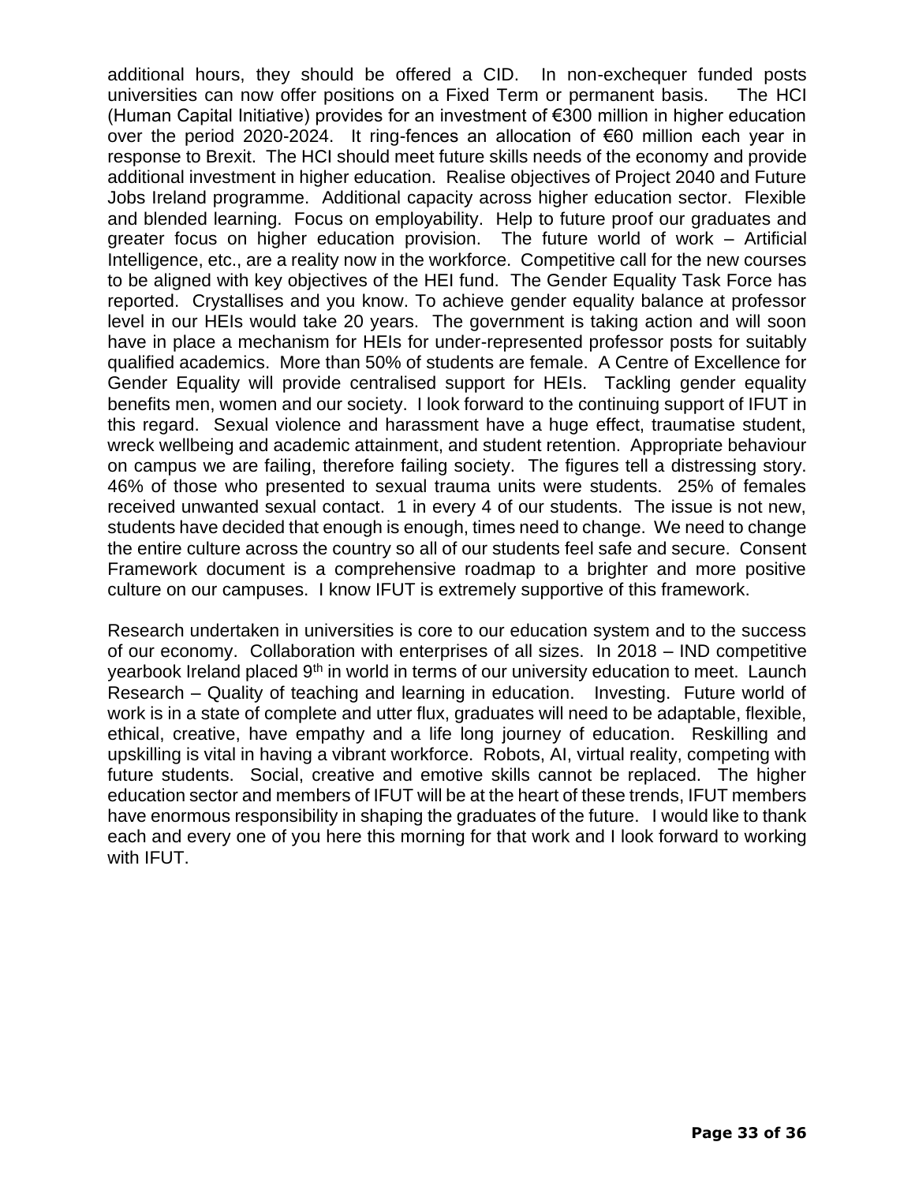additional hours, they should be offered a CID. In non-exchequer funded posts universities can now offer positions on a Fixed Term or permanent basis. The HCI (Human Capital Initiative) provides for an investment of €300 million in higher education over the period 2020-2024. It ring-fences an allocation of €60 million each year in response to Brexit. The HCI should meet future skills needs of the economy and provide additional investment in higher education. Realise objectives of Project 2040 and Future Jobs Ireland programme. Additional capacity across higher education sector. Flexible and blended learning. Focus on employability. Help to future proof our graduates and greater focus on higher education provision. The future world of work – Artificial Intelligence, etc., are a reality now in the workforce. Competitive call for the new courses to be aligned with key objectives of the HEI fund. The Gender Equality Task Force has reported. Crystallises and you know. To achieve gender equality balance at professor level in our HEIs would take 20 years. The government is taking action and will soon have in place a mechanism for HEIs for under-represented professor posts for suitably qualified academics. More than 50% of students are female. A Centre of Excellence for Gender Equality will provide centralised support for HEIs. Tackling gender equality benefits men, women and our society. I look forward to the continuing support of IFUT in this regard. Sexual violence and harassment have a huge effect, traumatise student, wreck wellbeing and academic attainment, and student retention. Appropriate behaviour on campus we are failing, therefore failing society. The figures tell a distressing story. 46% of those who presented to sexual trauma units were students. 25% of females received unwanted sexual contact. 1 in every 4 of our students. The issue is not new, students have decided that enough is enough, times need to change. We need to change the entire culture across the country so all of our students feel safe and secure. Consent Framework document is a comprehensive roadmap to a brighter and more positive culture on our campuses. I know IFUT is extremely supportive of this framework.

Research undertaken in universities is core to our education system and to the success of our economy. Collaboration with enterprises of all sizes. In 2018 – IND competitive yearbook Ireland placed 9th in world in terms of our university education to meet. Launch Research – Quality of teaching and learning in education. Investing. Future world of work is in a state of complete and utter flux, graduates will need to be adaptable, flexible, ethical, creative, have empathy and a life long journey of education. Reskilling and upskilling is vital in having a vibrant workforce. Robots, AI, virtual reality, competing with future students. Social, creative and emotive skills cannot be replaced. The higher education sector and members of IFUT will be at the heart of these trends, IFUT members have enormous responsibility in shaping the graduates of the future. I would like to thank each and every one of you here this morning for that work and I look forward to working with IFUT.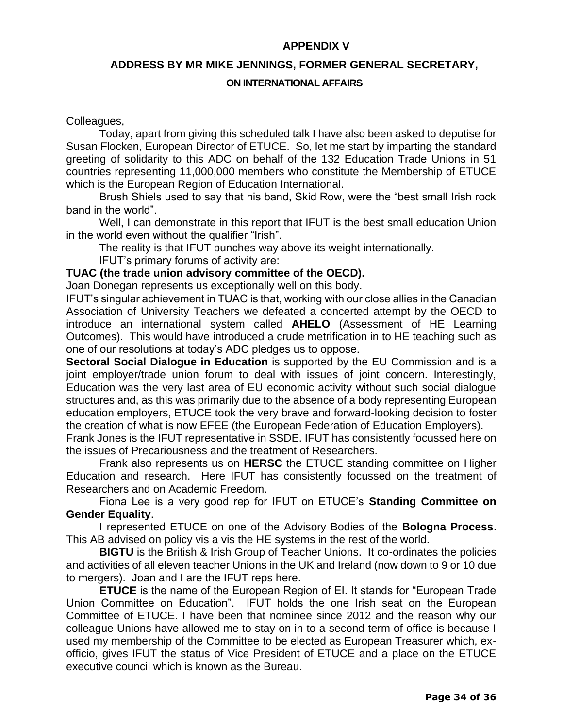## APPENDIX V

## ADDRESS BY MR MIKE JENNINGS, FORMER GENERAL SECRETARY,

### ON INTERNATIONAL AFFAIRS

Colleagues,

Today, apart from giving this scheduled talk I have also been asked to deputise for Susan Flocken, European Director of ETUCE. So, let me start by imparting the standard greeting of solidarity to this ADC on behalf of the 132 Education Trade Unions in 51 countries representing 11,000,000 members who constitute the Membership of ETUCE which is the European Region of Education International.

Brush Shiels used to say that his band, Skid Row, were the "best small Irish rock band in the world".

Well, I can demonstrate in this report that IFUT is the best small education Union in the world even without the qualifier "Irish".

The reality is that IFUT punches way above its weight internationally.

IFUT's primary forums of activity are:

**TUAC (the trade union advisory committee of the OECD).**

Joan Donegan represents us exceptionally well on this body.

IFUT's singular achievement in TUAC is that, working with our close allies in the Canadian Association of University Teachers we defeated a concerted attempt by the OECD to introduce an international system called **AHELO** (Assessment of HE Learning Outcomes). This would have introduced a crude metrification in to HE teaching such as one of our resolutions at today's ADC pledges us to oppose.

**Sectoral Social Dialogue in Education** is supported by the EU Commission and is a joint employer/trade union forum to deal with issues of joint concern. Interestingly, Education was the very last area of EU economic activity without such social dialogue structures and, as this was primarily due to the absence of a body representing European education employers, ETUCE took the very brave and forward-looking decision to foster the creation of what is now EFEE (the European Federation of Education Employers).

Frank Jones is the IFUT representative in SSDE. IFUT has consistently focussed here on the issues of Precariousness and the treatment of Researchers.

Frank also represents us on **HERSC** the ETUCE standing committee on Higher Education and research. Here IFUT has consistently focussed on the treatment of Researchers and on Academic Freedom.

Fiona Lee is a very good rep for IFUT on ETUCE's **Standing Committee on Gender Equality**.

I represented ETUCE on one of the Advisory Bodies of the **Bologna Process**. This AB advised on policy vis a vis the HE systems in the rest of the world.

**BIGTU** is the British & Irish Group of Teacher Unions. It co-ordinates the policies and activities of all eleven teacher Unions in the UK and Ireland (now down to 9 or 10 due to mergers). Joan and I are the IFUT reps here.

**ETUCE** is the name of the European Region of EI. It stands for "European Trade Union Committee on Education". IFUT holds the one Irish seat on the European Committee of ETUCE. I have been that nominee since 2012 and the reason why our colleague Unions have allowed me to stay on in to a second term of office is because I used my membership of the Committee to be elected as European Treasurer which, ex-officio, gives IFUT the status of Vice President of ETUCE and a place on the ETUCE executive council which is known as the Bureau.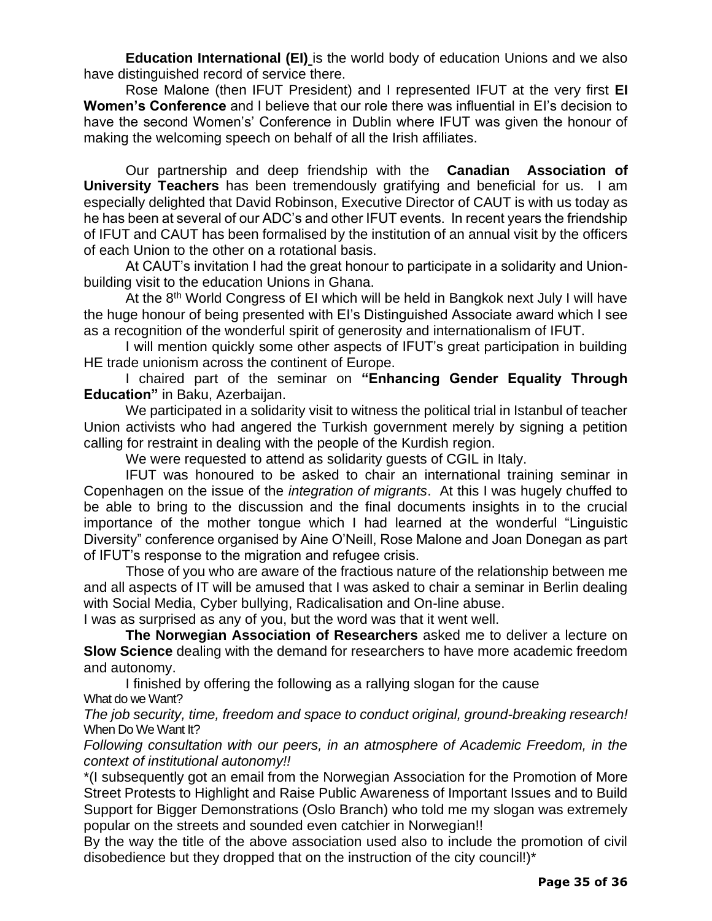**Education International (EI)** is the world body of education Unions and we also have distinguished record of service there.

Rose Malone (then IFUT President) and I represented IFUT at the very first **EI Women's Conference** and I believe that our role there was influential in EI's decision to have the second Women's' Conference in Dublin where IFUT was given the honour of making the welcoming speech on behalf of all the Irish affiliates.

Our partnership and deep friendship with the **Canadian Association of University Teachers** has been tremendously gratifying and beneficial for us. I am especially delighted that David Robinson, Executive Director of CAUT is with us today as he has been at several of our ADC's and other IFUT events. In recent years the friendship of IFUT and CAUT has been formalised by the institution of an annual visit by the officers of each Union to the other on a rotational basis.

At CAUT's invitation I had the great honour to participate in a solidarity and Union-building visit to the education Unions in Ghana.

At the 8th World Congress of EI which will be held in Bangkok next July I will have the huge honour of being presented with EI's Distinguished Associate award which I see as a recognition of the wonderful spirit of generosity and internationalism of IFUT.

I will mention quickly some other aspects of IFUT's great participation in building HE trade unionism across the continent of Europe.

I chaired part of the seminar on **"Enhancing Gender Equality Through Education"** in Baku, Azerbaijan.

We participated in a solidarity visit to witness the political trial in Istanbul of teacher Union activists who had angered the Turkish government merely by signing a petition calling for restraint in dealing with the people of the Kurdish region.

We were requested to attend as solidarity guests of CGIL in Italy.

IFUT was honoured to be asked to chair an international training seminar in Copenhagen on the issue of the *integration of migrants*. At this I was hugely chuffed to be able to bring to the discussion and the final documents insights in to the crucial importance of the mother tongue which I had learned at the wonderful "Linguistic Diversity" conference organised by Aine O'Neill, Rose Malone and Joan Donegan as part of IFUT's response to the migration and refugee crisis.

Those of you who are aware of the fractious nature of the relationship between me and all aspects of IT will be amused that I was asked to chair a seminar in Berlin dealing with Social Media, Cyber bullying, Radicalisation and On-line abuse.

I was as surprised as any of you, but the word was that it went well.

**The Norwegian Association of Researchers** asked me to deliver a lecture on **Slow Science** dealing with the demand for researchers to have more academic freedom and autonomy.

I finished by offering the following as a rallying slogan for the cause

What do we Want?

*The job security, time, freedom and space to conduct original, ground-breaking research!*

When Do We Want It?

*Following consultation with our peers, in an atmosphere of Academic Freedom, in the context of institutional autonomy!!*

*(I subsequently got an email from the Norwegian Association for the Promotion of More Street Protests to Highlight and Raise Public Awareness of Important Issues and to Build Support for Bigger Demonstrations (Oslo Branch) who told me my slogan was extremely popular on the streets and sounded even catchier in Norwegian!!

By the way the title of the above association used also to include the promotion of civil disobedience but they dropped that on the instruction of the city council!)*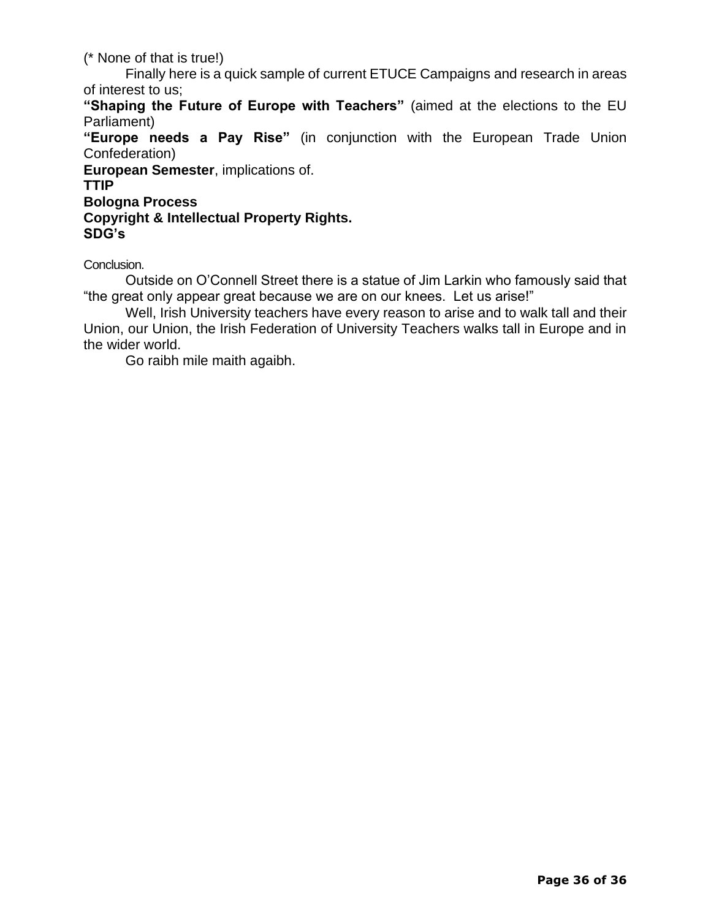(* None of that is true!)

Finally here is a quick sample of current ETUCE Campaigns and research in areas of interest to us;

**"Shaping the Future of Europe with Teachers"** (aimed at the elections to the EU Parliament)

**"Europe needs a Pay Rise"** (in conjunction with the European Trade Union Confederation)

**European Semester**, implications of.

**TTIP**

**Bologna Process**

**Copyright & Intellectual Property Rights.**

**SDG's**

Conclusion.

Outside on O'Connell Street there is a statue of Jim Larkin who famously said that "the great only appear great because we are on our knees. Let us arise!"

Well, Irish University teachers have every reason to arise and to walk tall and their Union, our Union, the Irish Federation of University Teachers walks tall in Europe and in the wider world.

Go raibh mile maith agaibh.